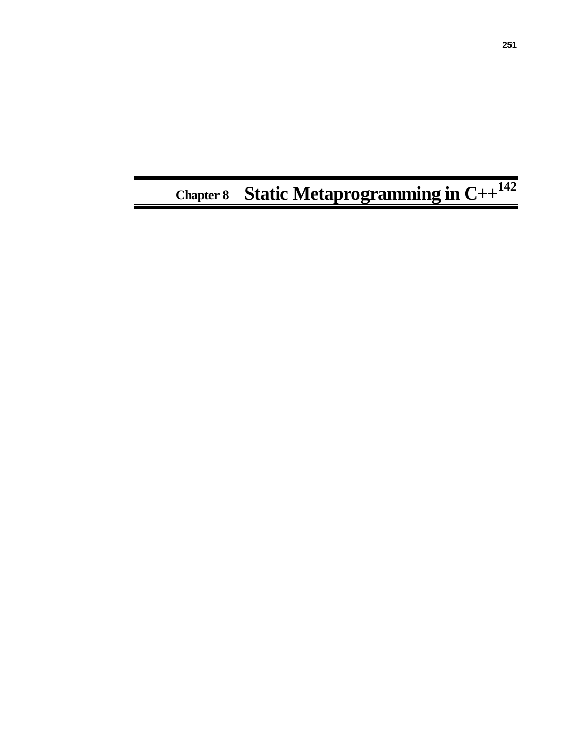# Chapter 8 Static Metaprogramming in C++[142]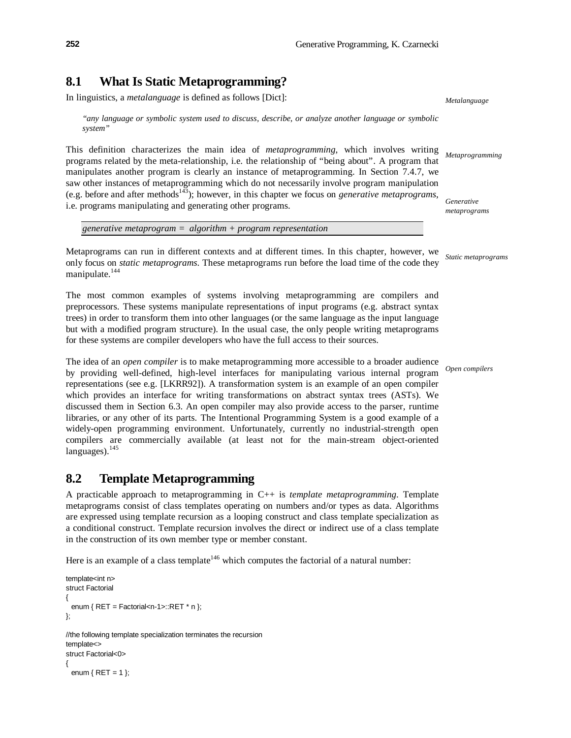## 8.1 What Is Static Metaprogramming?

In linguistics, a *metalanguage* is defined as follows [Dict]:

*Metalanguage*

> *"any language or symbolic system used to discuss, describe, or analyze another language or symbolic system"*

This definition characterizes the main idea of *metaprogramming*, which involves writing programs related by the meta-relationship, i.e. the relationship of "being about". A program that manipulates another program is clearly an instance of metaprogramming. In Section 7.4.7, we saw other instances of metaprogramming which do not necessarily involve program manipulation (e.g. before and after methods[143]); however, in this chapter we focus on *generative metaprograms*, i.e. programs manipulating and generating other programs.

*Metaprogramming*

*Generative metaprograms*

*generative metaprogram = algorithm + program representation*

Metaprograms can run in different contexts and at different times. In this chapter, however, we only focus on *static metaprograms*. These metaprograms run before the load time of the code they manipulate.[144]

*Static metaprograms*

The most common examples of systems involving metaprogramming are compilers and preprocessors. These systems manipulate representations of input programs (e.g. abstract syntax trees) in order to transform them into other languages (or the same language as the input language but with a modified program structure). In the usual case, the only people writing metaprograms for these systems are compiler developers who have the full access to their sources.

The idea of an *open compiler* is to make metaprogramming more accessible to a broader audience by providing well-defined, high-level interfaces for manipulating various internal program representations (see e.g. [LKRR92]). A transformation system is an example of an open compiler which provides an interface for writing transformations on abstract syntax trees (ASTs). We discussed them in Section 6.3. An open compiler may also provide access to the parser, runtime libraries, or any other of its parts. The Intentional Programming System is a good example of a widely-open programming environment. Unfortunately, currently no industrial-strength open compilers are commercially available (at least not for the main-stream object-oriented languages).[145]

*Open compilers*

## 8.2 Template Metaprogramming

A practicable approach to metaprogramming in C++ is *template metaprogramming*. Template metaprograms consist of class templates operating on numbers and/or types as data. Algorithms are expressed using template recursion as a looping construct and class template specialization as a conditional construct. Template recursion involves the direct or indirect use of a class template in the construction of its own member type or member constant.

Here is an example of a class template[146] which computes the factorial of a natural number:

```
template<int n>
struct Factorial
{
  enum { RET = Factorial<n-1>::RET * n };
};

//the following template specialization terminates the recursion
template<>
struct Factorial<0>
{
  enum { RET = 1 };
```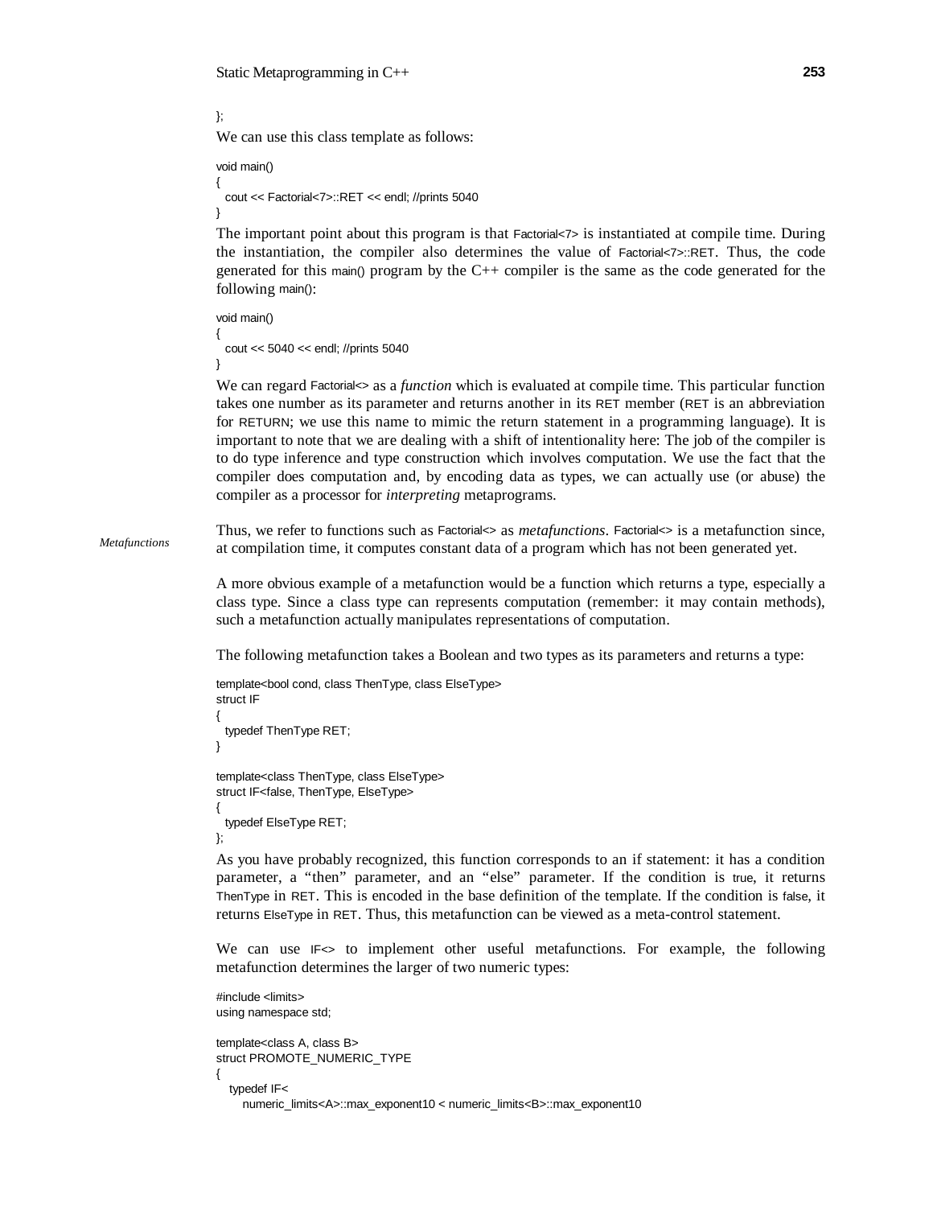```
};
```

We can use this class template as follows:

```
void main()
{
  cout << Factorial<7>::RET << endl; //prints 5040
}
```

The important point about this program is that Factorial<7> is instantiated at compile time. During the instantiation, the compiler also determines the value of Factorial<7>::RET. Thus, the code generated for this main() program by the C++ compiler is the same as the code generated for the following main():

```
void main()
{
  cout << 5040 << endl; //prints 5040
}
```

We can regard Factorial<> as a *function* which is evaluated at compile time. This particular function takes one number as its parameter and returns another in its RET member (RET is an abbreviation for RETURN; we use this name to mimic the return statement in a programming language). It is important to note that we are dealing with a shift of intentionality here: The job of the compiler is to do type inference and type construction which involves computation. We use the fact that the compiler does computation and, by encoding data as types, we can actually use (or abuse) the compiler as a processor for *interpreting* metaprograms.

*Metafunctions*

Thus, we refer to functions such as Factorial<> as *metafunctions*. Factorial<> is a metafunction since, at compilation time, it computes constant data of a program which has not been generated yet.

A more obvious example of a metafunction would be a function which returns a type, especially a class type. Since a class type can represents computation (remember: it may contain methods), such a metafunction actually manipulates representations of computation.

The following metafunction takes a Boolean and two types as its parameters and returns a type:

```
template<bool cond, class ThenType, class ElseType>
struct IF
{
  typedef ThenType RET;
}

template<class ThenType, class ElseType>
struct IF<false, ThenType, ElseType>
{
  typedef ElseType RET;
};
```

As you have probably recognized, this function corresponds to an if statement: it has a condition parameter, a "then" parameter, and an "else" parameter. If the condition is true, it returns ThenType in RET. This is encoded in the base definition of the template. If the condition is false, it returns ElseType in RET. Thus, this metafunction can be viewed as a meta-control statement.

We can use IF<> to implement other useful metafunctions. For example, the following metafunction determines the larger of two numeric types:

```
#include <limits>
using namespace std;

template<class A, class B>
struct PROMOTE_NUMERIC_TYPE
{
   typedef IF<
      numeric_limits<A>::max_exponent10 < numeric_limits<B>::max_exponent10
```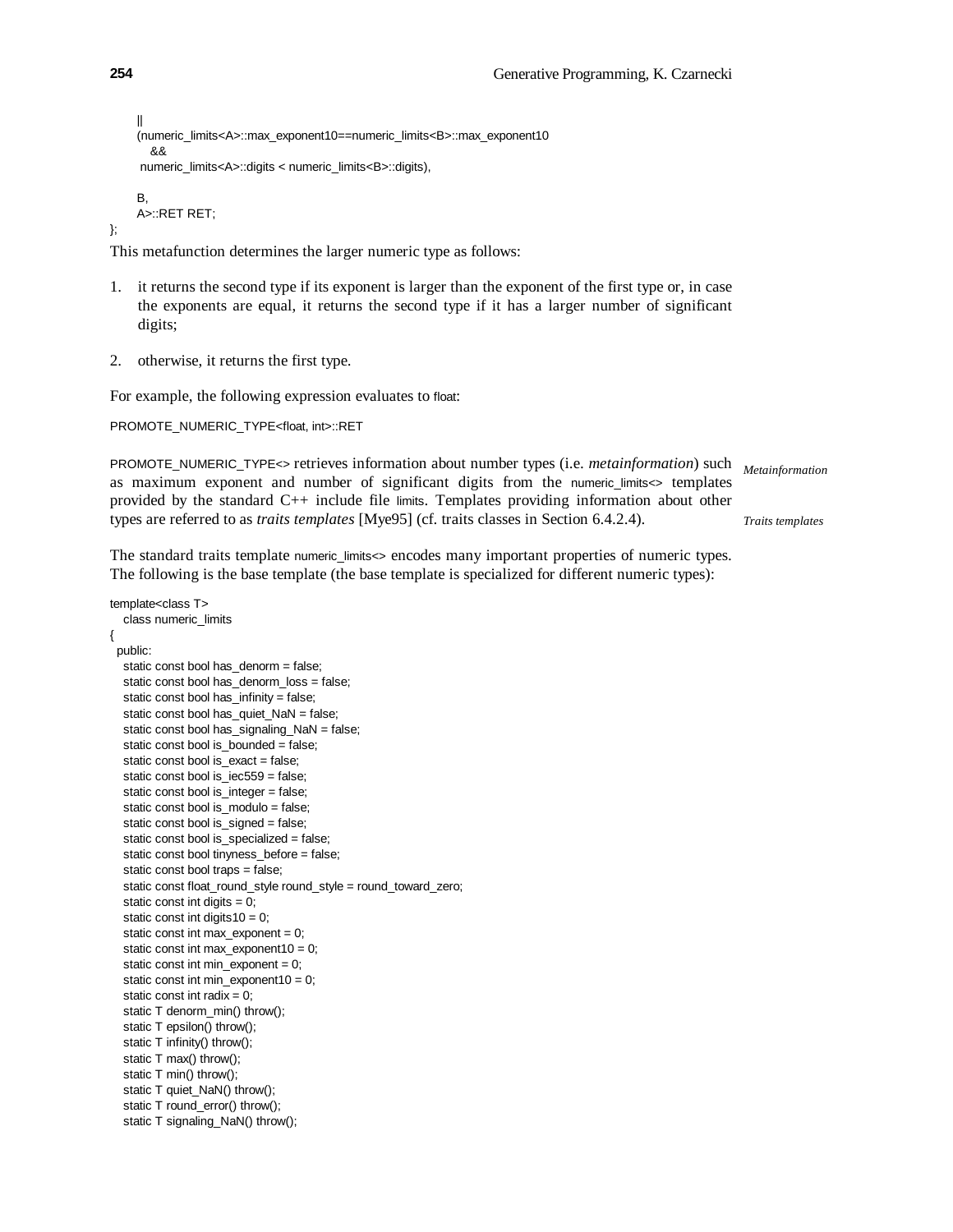```
    ||
    (numeric_limits<A>::max_exponent10==numeric_limits<B>::max_exponent10
       &&
     numeric_limits<A>::digits < numeric_limits<B>::digits),

    B,
    A>::RET RET;
};
```

This metafunction determines the larger numeric type as follows:

1. it returns the second type if its exponent is larger than the exponent of the first type or, in case the exponents are equal, it returns the second type if it has a larger number of significant digits;

2. otherwise, it returns the first type.

For example, the following expression evaluates to `float`:

```
PROMOTE_NUMERIC_TYPE<float, int>::RET
```

`PROMOTE_NUMERIC_TYPE<>` retrieves information about number types (i.e. *metainformation*) such as maximum exponent and number of significant digits from the `numeric_limits<>` templates provided by the standard C++ include file `limits`. Templates providing information about other types are referred to as *traits templates* [Mye95] (cf. traits classes in Section 6.4.2.4).

*Metainformation*

*Traits templates*

The standard traits template `numeric_limits<>` encodes many important properties of numeric types. The following is the base template (the base template is specialized for different numeric types):

```
template<class T>
   class numeric_limits
{
  public:
   static const bool has_denorm = false;
   static const bool has_denorm_loss = false;
   static const bool has_infinity = false;
   static const bool has_quiet_NaN = false;
   static const bool has_signaling_NaN = false;
   static const bool is_bounded = false;
   static const bool is_exact = false;
   static const bool is_iec559 = false;
   static const bool is_integer = false;
   static const bool is_modulo = false;
   static const bool is_signed = false;
   static const bool is_specialized = false;
   static const bool tinyness_before = false;
   static const bool traps = false;
   static const float_round_style round_style = round_toward_zero;
   static const int digits = 0;
   static const int digits10 = 0;
   static const int max_exponent = 0;
   static const int max_exponent10 = 0;
   static const int min_exponent = 0;
   static const int min_exponent10 = 0;
   static const int radix = 0;
   static T denorm_min() throw();
   static T epsilon() throw();
   static T infinity() throw();
   static T max() throw();
   static T min() throw();
   static T quiet_NaN() throw();
   static T round_error() throw();
   static T signaling_NaN() throw();
```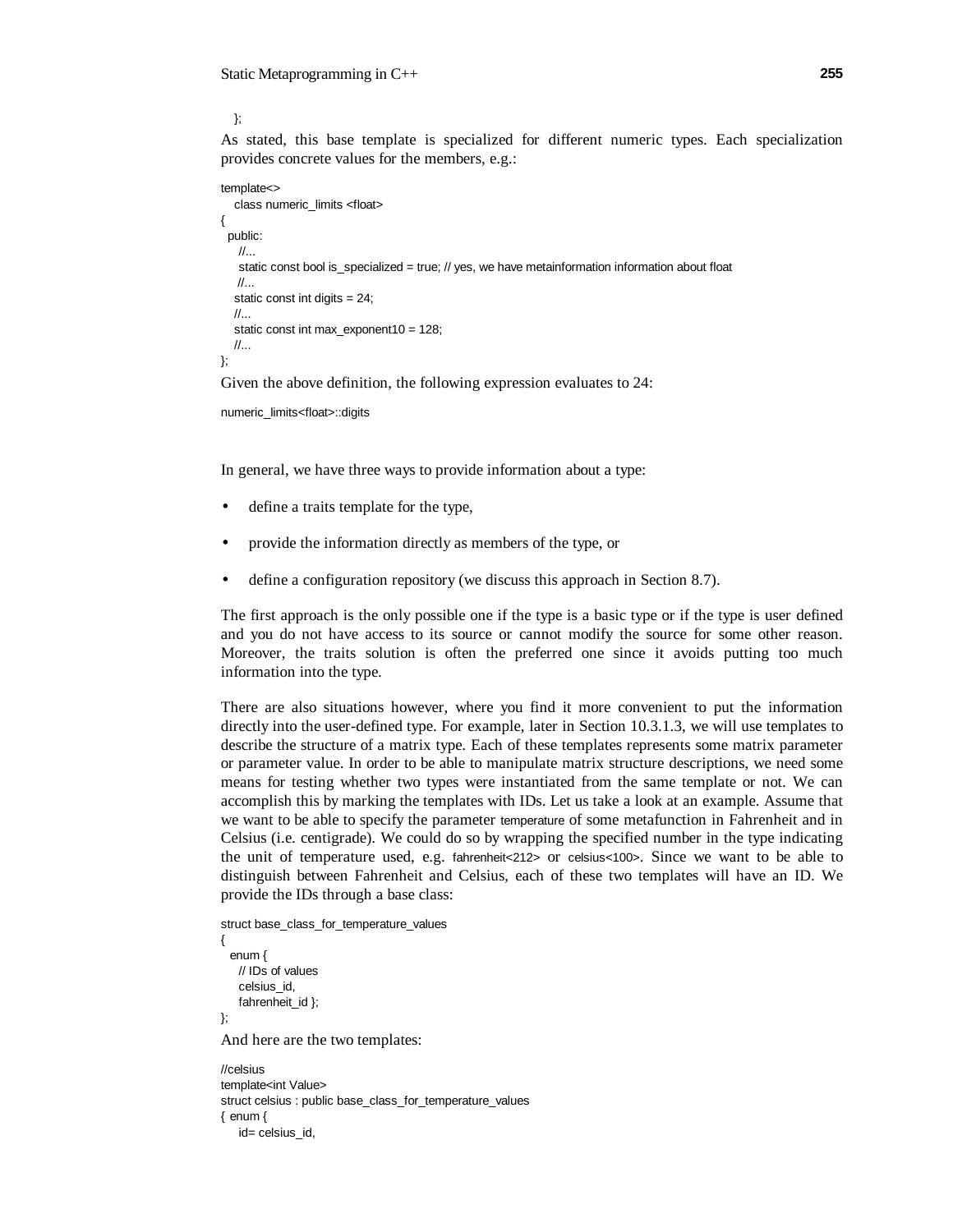```
   };
```

As stated, this base template is specialized for different numeric types. Each specialization provides concrete values for the members, e.g.:

```
template<>
   class numeric_limits <float>
{
  public:
    //...
    static const bool is_specialized = true; // yes, we have metainformation information about float
    //...
   static const int digits = 24;
   //...
   static const int max_exponent10 = 128;
   //...
};
```

Given the above definition, the following expression evaluates to 24:

```
numeric_limits<float>::digits
```

In general, we have three ways to provide information about a type:

- define a traits template for the type,
- provide the information directly as members of the type, or
- define a configuration repository (we discuss this approach in Section 8.7).

The first approach is the only possible one if the type is a basic type or if the type is user defined and you do not have access to its source or cannot modify the source for some other reason. Moreover, the traits solution is often the preferred one since it avoids putting too much information into the type.

There are also situations however, where you find it more convenient to put the information directly into the user-defined type. For example, later in Section 10.3.1.3, we will use templates to describe the structure of a matrix type. Each of these templates represents some matrix parameter or parameter value. In order to be able to manipulate matrix structure descriptions, we need some means for testing whether two types were instantiated from the same template or not. We can accomplish this by marking the templates with IDs. Let us take a look at an example. Assume that we want to be able to specify the parameter `temperature` of some metafunction in Fahrenheit and in Celsius (i.e. centigrade). We could do so by wrapping the specified number in the type indicating the unit of temperature used, e.g. `fahrenheit<212>` or `celsius<100>`. Since we want to be able to distinguish between Fahrenheit and Celsius, each of these two templates will have an ID. We provide the IDs through a base class:

```
struct base_class_for_temperature_values
{
  enum {
    // IDs of values
    celsius_id,
    fahrenheit_id };
};
```

And here are the two templates:

```
//celsius
template<int Value>
struct celsius : public base_class_for_temperature_values
{ enum {
     id= celsius_id,
```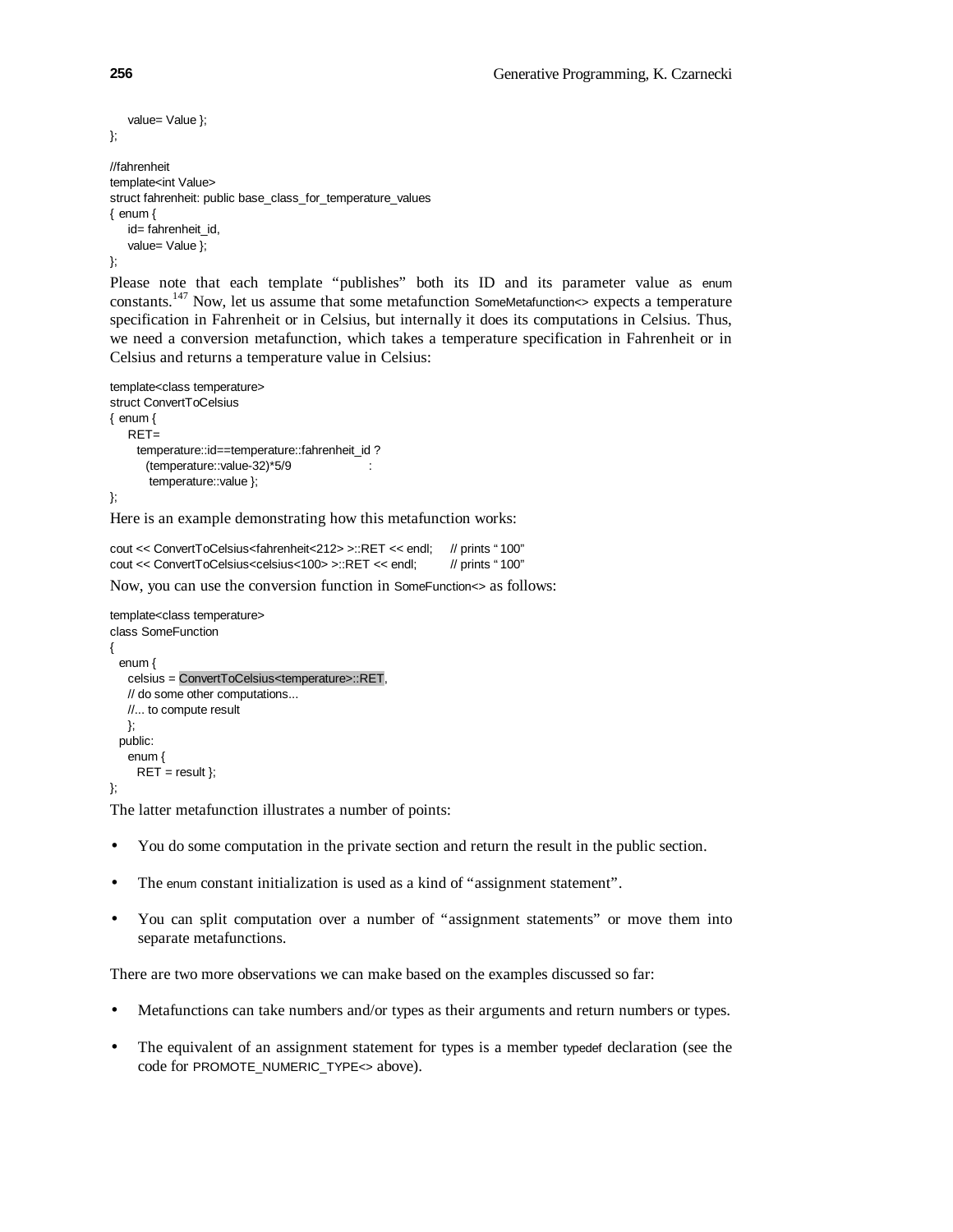```
    value= Value };
};

//fahrenheit
template<int Value>
struct fahrenheit: public base_class_for_temperature_values
{ enum {
    id= fahrenheit_id,
    value= Value };
};
```

Please note that each template "publishes" both its ID and its parameter value as `enum` constants.[147] Now, let us assume that some metafunction `SomeMetafunction<>` expects a temperature specification in Fahrenheit or in Celsius, but internally it does its computations in Celsius. Thus, we need a conversion metafunction, which takes a temperature specification in Fahrenheit or in Celsius and returns a temperature value in Celsius:

```
template<class temperature>
struct ConvertToCelsius
{ enum {
    RET=
      temperature::id==temperature::fahrenheit_id ?
        (temperature::value-32)*5/9                    :
         temperature::value };
};
```

Here is an example demonstrating how this metafunction works:

```
cout << ConvertToCelsius<fahrenheit<212> >::RET << endl;     // prints "100"
cout << ConvertToCelsius<celsius<100> >::RET << endl;        // prints "100"
```

Now, you can use the conversion function in `SomeFunction<>` as follows:

```
template<class temperature>
class SomeFunction
{
  enum {
    celsius = ConvertToCelsius<temperature>::RET,
    // do some other computations...
    //... to compute result
    };
  public:
    enum {
      RET = result };
};
```

The latter metafunction illustrates a number of points:

- You do some computation in the private section and return the result in the public section.
- The `enum` constant initialization is used as a kind of "assignment statement".
- You can split computation over a number of "assignment statements" or move them into separate metafunctions.

There are two more observations we can make based on the examples discussed so far:

- Metafunctions can take numbers and/or types as their arguments and return numbers or types.
- The equivalent of an assignment statement for types is a member `typedef` declaration (see the code for `PROMOTE_NUMERIC_TYPE<>` above).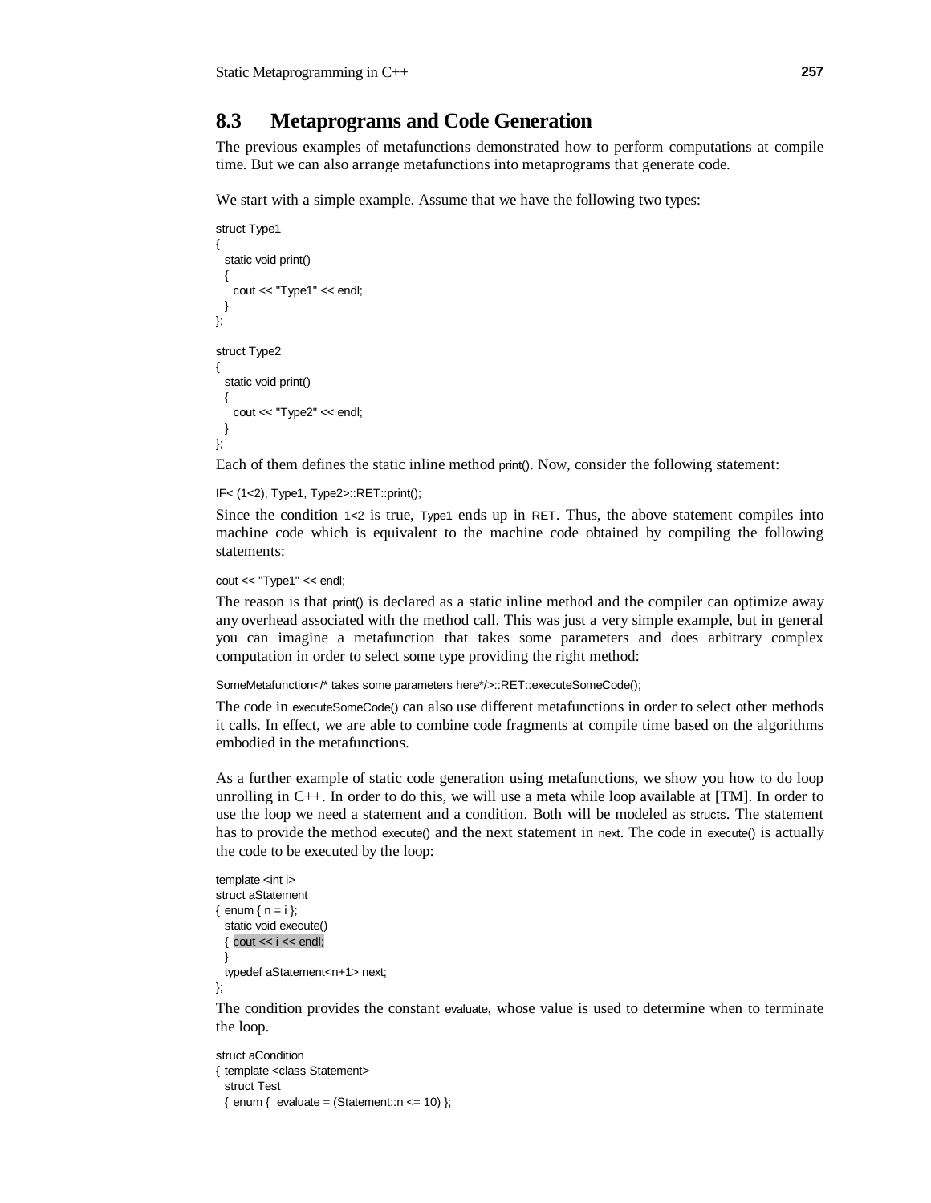## 8.3 Metaprograms and Code Generation

The previous examples of metafunctions demonstrated how to perform computations at compile time. But we can also arrange metafunctions into metaprograms that generate code.

We start with a simple example. Assume that we have the following two types:

```
struct Type1
{
  static void print()
  {
    cout << "Type1" << endl;
  }
};

struct Type2
{
  static void print()
  {
    cout << "Type2" << endl;
  }
};
```

Each of them defines the static inline method `print()`. Now, consider the following statement:

```
IF< (1<2), Type1, Type2>::RET::print();
```

Since the condition `1<2` is true, `Type1` ends up in `RET`. Thus, the above statement compiles into machine code which is equivalent to the machine code obtained by compiling the following statements:

```
cout << "Type1" << endl;
```

The reason is that `print()` is declared as a static inline method and the compiler can optimize away any overhead associated with the method call. This was just a very simple example, but in general you can imagine a metafunction that takes some parameters and does arbitrary complex computation in order to select some type providing the right method:

```
SomeMetafunction</* takes some parameters here*/>::RET::executeSomeCode();
```

The code in `executeSomeCode()` can also use different metafunctions in order to select other methods it calls. In effect, we are able to combine code fragments at compile time based on the algorithms embodied in the metafunctions.

As a further example of static code generation using metafunctions, we show you how to do loop unrolling in C++. In order to do this, we will use a meta while loop available at [TM]. In order to use the loop we need a statement and a condition. Both will be modeled as `structs`. The statement has to provide the method `execute()` and the next statement in `next`. The code in `execute()` is actually the code to be executed by the loop:

```
template <int i>
struct aStatement
{ enum { n = i };
  static void execute()
  { cout << i << endl;
  }
  typedef aStatement<n+1> next;
};
```

The condition provides the constant `evaluate`, whose value is used to determine when to terminate the loop.

```
struct aCondition
{ template <class Statement>
  struct Test
  { enum {  evaluate = (Statement::n <= 10) };
```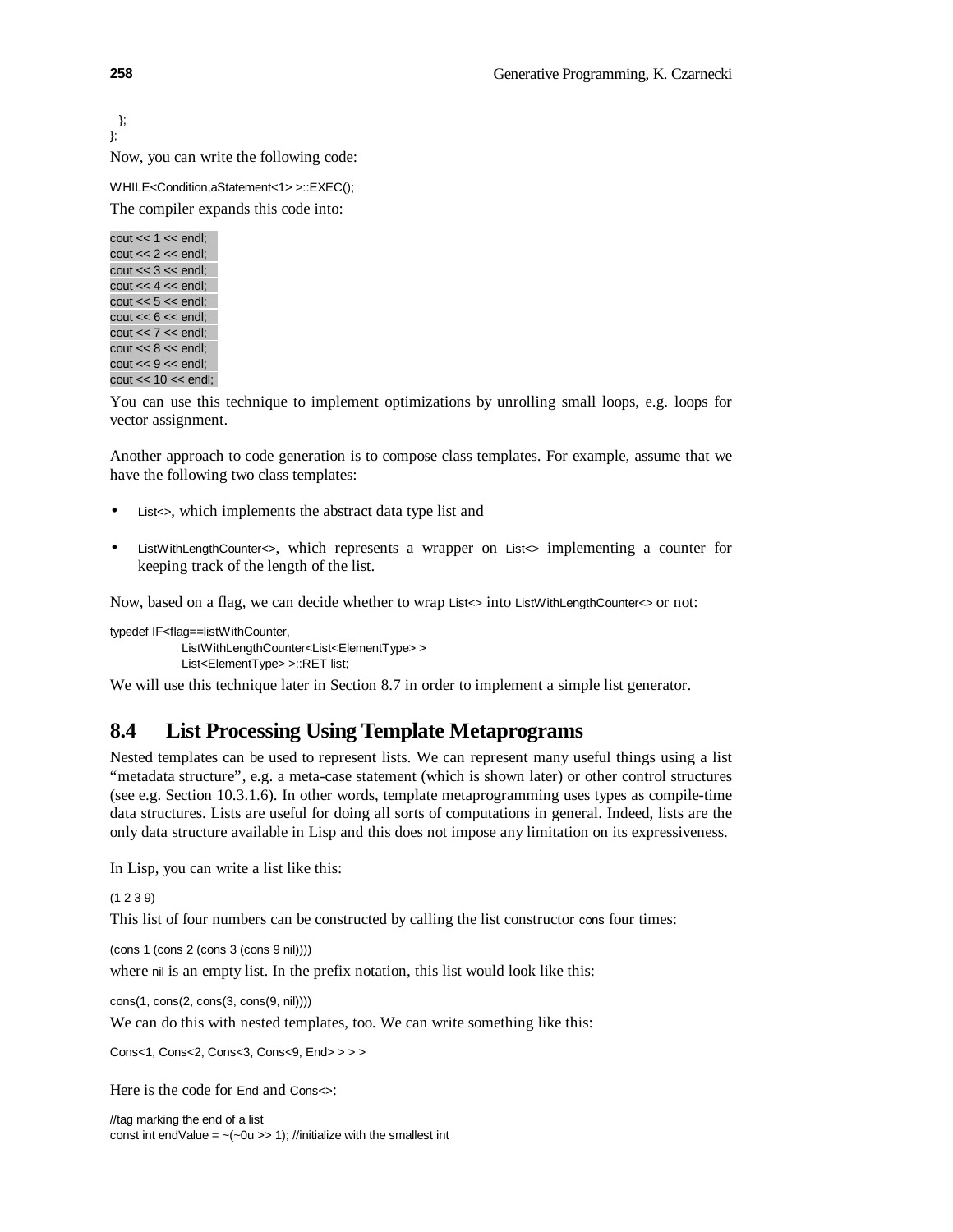```
  };
};
```

Now, you can write the following code:

```
WHILE<Condition,aStatement<1> >::EXEC();
```

The compiler expands this code into:

```
cout << 1 << endl;
cout << 2 << endl;
cout << 3 << endl;
cout << 4 << endl;
cout << 5 << endl;
cout << 6 << endl;
cout << 7 << endl;
cout << 8 << endl;
cout << 9 << endl;
cout << 10 << endl;
```

You can use this technique to implement optimizations by unrolling small loops, e.g. loops for vector assignment.

Another approach to code generation is to compose class templates. For example, assume that we have the following two class templates:

- `List<>`, which implements the abstract data type list and
- `ListWithLengthCounter<>`, which represents a wrapper on `List<>` implementing a counter for keeping track of the length of the list.

Now, based on a flag, we can decide whether to wrap `List<>` into `ListWithLengthCounter<>` or not:

```
typedef IF<flag==listWithCounter,
        ListWithLengthCounter<List<ElementType> >
        List<ElementType> >::RET list;
```

We will use this technique later in Section 8.7 in order to implement a simple list generator.

## 8.4 List Processing Using Template Metaprograms

Nested templates can be used to represent lists. We can represent many useful things using a list "metadata structure", e.g. a meta-case statement (which is shown later) or other control structures (see e.g. Section 10.3.1.6). In other words, template metaprogramming uses types as compile-time data structures. Lists are useful for doing all sorts of computations in general. Indeed, lists are the only data structure available in Lisp and this does not impose any limitation on its expressiveness.

In Lisp, you can write a list like this:

```
(1 2 3 9)
```

This list of four numbers can be constructed by calling the list constructor `cons` four times:

```
(cons 1 (cons 2 (cons 3 (cons 9 nil))))
```

where `nil` is an empty list. In the prefix notation, this list would look like this:

```
cons(1, cons(2, cons(3, cons(9, nil))))
```

We can do this with nested templates, too. We can write something like this:

```
Cons<1, Cons<2, Cons<3, Cons<9, End> > > >
```

Here is the code for `End` and `Cons<>`:

```
//tag marking the end of a list
const int endValue = ~(~0u >> 1); //initialize with the smallest int
```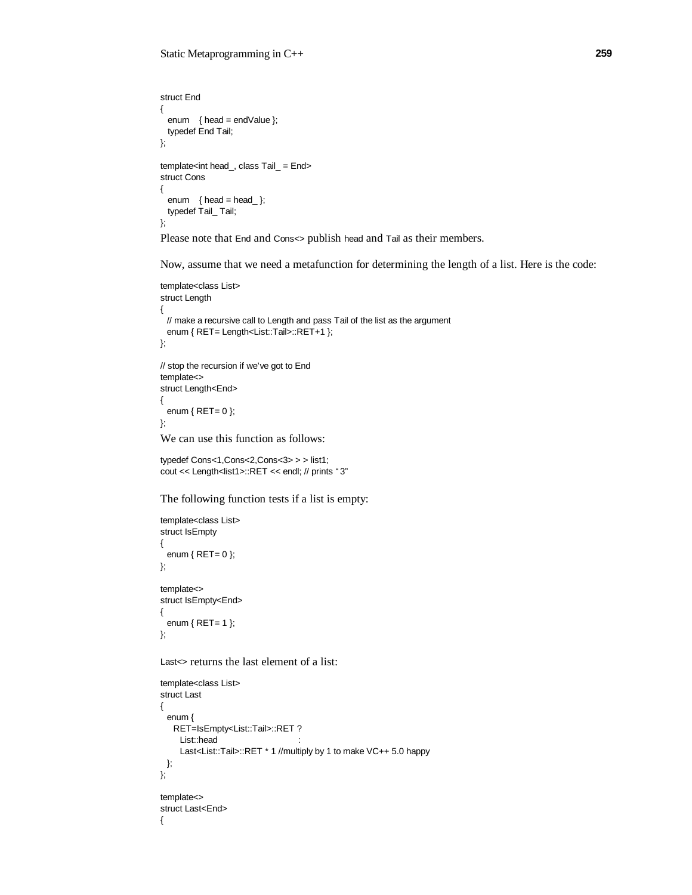```
struct End
{
  enum    { head = endValue };
  typedef End Tail;
};

template<int head_, class Tail_ = End>
struct Cons
{
  enum    { head = head_ };
  typedef Tail_ Tail;
};
```

Please note that `End` and `Cons<>` publish `head` and `Tail` as their members.

Now, assume that we need a metafunction for determining the length of a list. Here is the code:

```
template<class List>
struct Length
{
  // make a recursive call to Length and pass Tail of the list as the argument
  enum { RET= Length<List::Tail>::RET+1 };
};

// stop the recursion if we've got to End
template<>
struct Length<End>
{
  enum { RET= 0 };
};
```

We can use this function as follows:

```
typedef Cons<1,Cons<2,Cons<3> > > list1;
cout << Length<list1>::RET << endl; // prints "3"
```

The following function tests if a list is empty:

```
template<class List>
struct IsEmpty
{
  enum { RET= 0 };
};

template<>
struct IsEmpty<End>
{
  enum { RET= 1 };
};
```

`Last<>` returns the last element of a list:

```
template<class List>
struct Last
{
  enum {
    RET=IsEmpty<List::Tail>::RET ?
      List::head                          :
      Last<List::Tail>::RET * 1 //multiply by 1 to make VC++ 5.0 happy
  };
};

template<>
struct Last<End>
{
```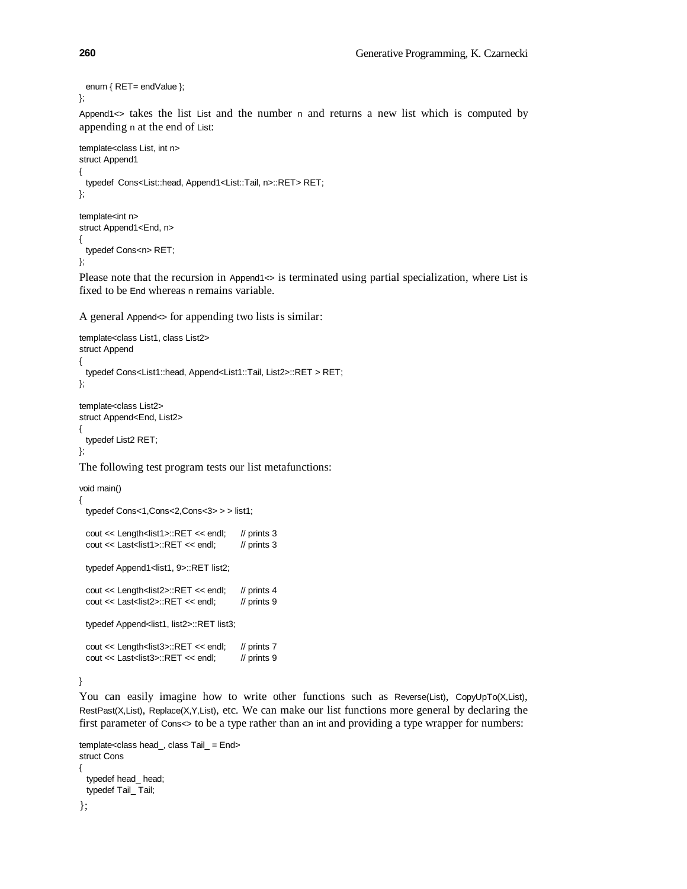```
  enum { RET= endValue };
};
```

Append1<> takes the list List and the number n and returns a new list which is computed by appending n at the end of List:

```
template<class List, int n>
struct Append1
{
  typedef  Cons<List::head, Append1<List::Tail, n>::RET> RET;
};

template<int n>
struct Append1<End, n>
{
  typedef Cons<n> RET;
};
```

Please note that the recursion in Append1<> is terminated using partial specialization, where List is fixed to be End whereas n remains variable.

A general Append<> for appending two lists is similar:

```
template<class List1, class List2>
struct Append
{
  typedef Cons<List1::head, Append<List1::Tail, List2>::RET > RET;
};

template<class List2>
struct Append<End, List2>
{
  typedef List2 RET;
};
```

The following test program tests our list metafunctions:

```
void main()
{
  typedef Cons<1,Cons<2,Cons<3> > > list1;

  cout << Length<list1>::RET << endl;      // prints 3
  cout << Last<list1>::RET << endl;        // prints 3

  typedef Append1<list1, 9>::RET list2;

  cout << Length<list2>::RET << endl;      // prints 4
  cout << Last<list2>::RET << endl;        // prints 9

  typedef Append<list1, list2>::RET list3;

  cout << Length<list3>::RET << endl;      // prints 7
  cout << Last<list3>::RET << endl;        // prints 9

}
```

You can easily imagine how to write other functions such as Reverse(List), CopyUpTo(X,List), RestPast(X,List), Replace(X,Y,List), etc. We can make our list functions more general by declaring the first parameter of Cons<> to be a type rather than an int and providing a type wrapper for numbers:

```
template<class head_, class Tail_ = End>
struct Cons
{
  typedef head_ head;
  typedef Tail_ Tail;
};
```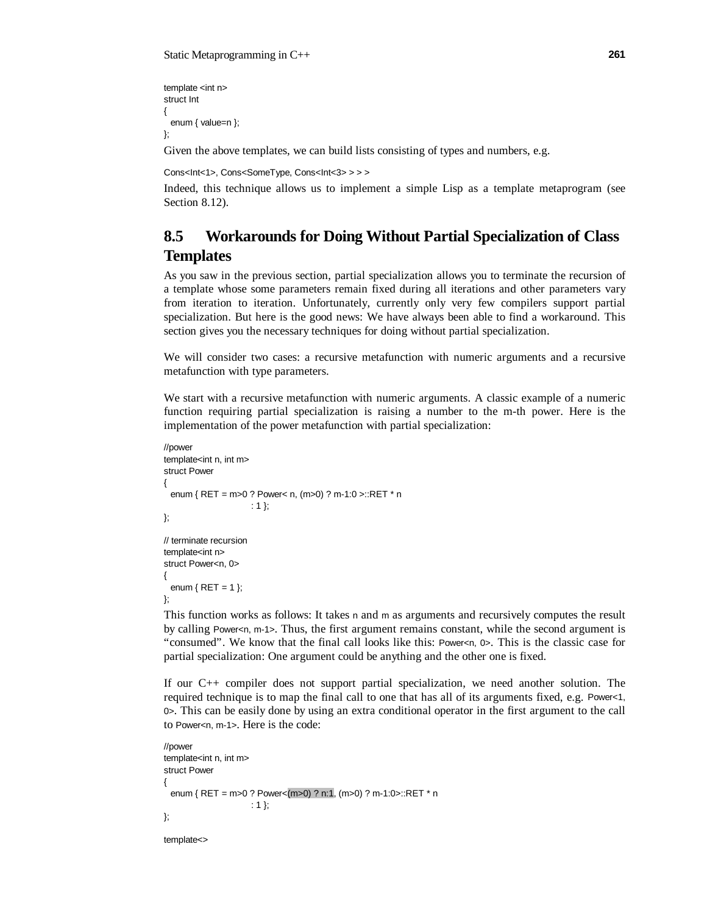```
template <int n>
struct Int
{
  enum { value=n };
};
```

Given the above templates, we can build lists consisting of types and numbers, e.g.

```
Cons<Int<1>, Cons<SomeType, Cons<Int<3> > > >
```

Indeed, this technique allows us to implement a simple Lisp as a template metaprogram (see Section 8.12).

## 8.5 Workarounds for Doing Without Partial Specialization of Class Templates

As you saw in the previous section, partial specialization allows you to terminate the recursion of a template whose some parameters remain fixed during all iterations and other parameters vary from iteration to iteration. Unfortunately, currently only very few compilers support partial specialization. But here is the good news: We have always been able to find a workaround. This section gives you the necessary techniques for doing without partial specialization.

We will consider two cases: a recursive metafunction with numeric arguments and a recursive metafunction with type parameters.

We start with a recursive metafunction with numeric arguments. A classic example of a numeric function requiring partial specialization is raising a number to the m-th power. Here is the implementation of the power metafunction with partial specialization:

```
//power
template<int n, int m>
struct Power
{
  enum { RET = m>0 ? Power< n, (m>0) ? m-1:0 >::RET * n
                       : 1 };
};

// terminate recursion
template<int n>
struct Power<n, 0>
{
  enum { RET = 1 };
};
```

This function works as follows: It takes `n` and `m` as arguments and recursively computes the result by calling `Power<n, m-1>`. Thus, the first argument remains constant, while the second argument is "consumed". We know that the final call looks like this: `Power<n, 0>`. This is the classic case for partial specialization: One argument could be anything and the other one is fixed.

If our C++ compiler does not support partial specialization, we need another solution. The required technique is to map the final call to one that has all of its arguments fixed, e.g. `Power<1, 0>`. This can be easily done by using an extra conditional operator in the first argument to the call to `Power<n, m-1>`. Here is the code:

```
//power
template<int n, int m>
struct Power
{
  enum { RET = m>0 ? Power<(m>0) ? n:1, (m>0) ? m-1:0>::RET * n
                       : 1 };
};

template<>
```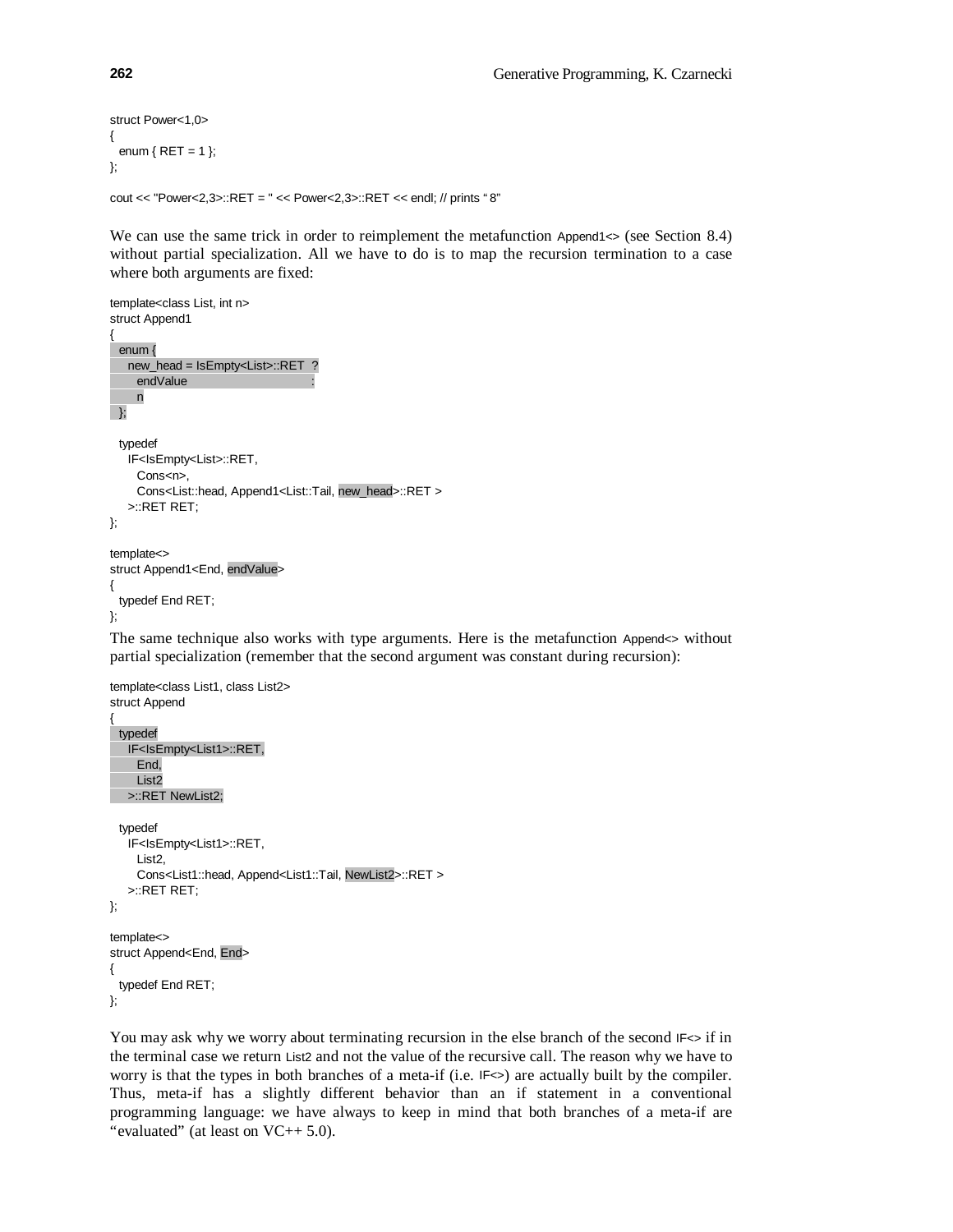```
struct Power<1,0>
{
  enum { RET = 1 };
};

cout << "Power<2,3>::RET = " << Power<2,3>::RET << endl; // prints "8"
```

We can use the same trick in order to reimplement the metafunction `Append1<>` (see Section 8.4) without partial specialization. All we have to do is to map the recursion termination to a case where both arguments are fixed:

```
template<class List, int n>
struct Append1
{
  enum {
    new_head = IsEmpty<List>::RET  ?
      endValue                      :
      n
  };

  typedef
    IF<IsEmpty<List>::RET,
      Cons<n>,
      Cons<List::head, Append1<List::Tail, new_head>::RET >
    >::RET RET;
};

template<>
struct Append1<End, endValue>
{
  typedef End RET;
};
```

The same technique also works with type arguments. Here is the metafunction `Append<>` without partial specialization (remember that the second argument was constant during recursion):

```
template<class List1, class List2>
struct Append
{
  typedef
    IF<IsEmpty<List1>::RET,
      End,
      List2
    >::RET NewList2;

  typedef
    IF<IsEmpty<List1>::RET,
      List2,
      Cons<List1::head, Append<List1::Tail, NewList2>::RET >
    >::RET RET;
};

template<>
struct Append<End, End>
{
  typedef End RET;
};
```

You may ask why we worry about terminating recursion in the else branch of the second `IF<>` if in the terminal case we return `List2` and not the value of the recursive call. The reason why we have to worry is that the types in both branches of a meta-if (i.e. `IF<>`) are actually built by the compiler. Thus, meta-if has a slightly different behavior than an if statement in a conventional programming language: we have always to keep in mind that both branches of a meta-if are "evaluated" (at least on VC++ 5.0).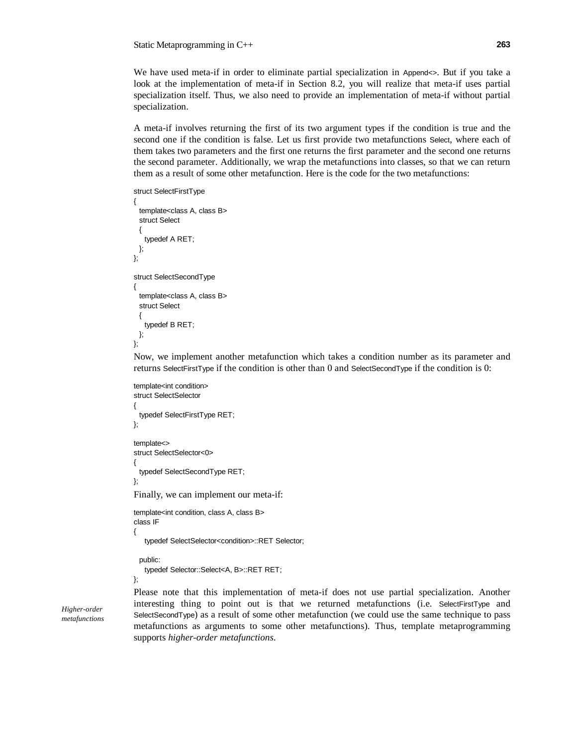We have used meta-if in order to eliminate partial specialization in Append<>. But if you take a look at the implementation of meta-if in Section 8.2, you will realize that meta-if uses partial specialization itself. Thus, we also need to provide an implementation of meta-if without partial specialization.

A meta-if involves returning the first of its two argument types if the condition is true and the second one if the condition is false. Let us first provide two metafunctions Select, where each of them takes two parameters and the first one returns the first parameter and the second one returns the second parameter. Additionally, we wrap the metafunctions into classes, so that we can return them as a result of some other metafunction. Here is the code for the two metafunctions:

```
struct SelectFirstType
{
  template<class A, class B>
  struct Select
  {
    typedef A RET;
  };
};

struct SelectSecondType
{
  template<class A, class B>
  struct Select
  {
    typedef B RET;
  };
};
```

Now, we implement another metafunction which takes a condition number as its parameter and returns SelectFirstType if the condition is other than 0 and SelectSecondType if the condition is 0:

```
template<int condition>
struct SelectSelector
{
  typedef SelectFirstType RET;
};

template<>
struct SelectSelector<0>
{
  typedef SelectSecondType RET;
};
```

Finally, we can implement our meta-if:

```
template<int condition, class A, class B>
class IF
{
    typedef SelectSelector<condition>::RET Selector;

  public:
    typedef Selector::Select<A, B>::RET RET;
};
```

*Higher-order metafunctions*

Please note that this implementation of meta-if does not use partial specialization. Another interesting thing to point out is that we returned metafunctions (i.e. SelectFirstType and SelectSecondType) as a result of some other metafunction (we could use the same technique to pass metafunctions as arguments to some other metafunctions). Thus, template metaprogramming supports *higher-order metafunctions*.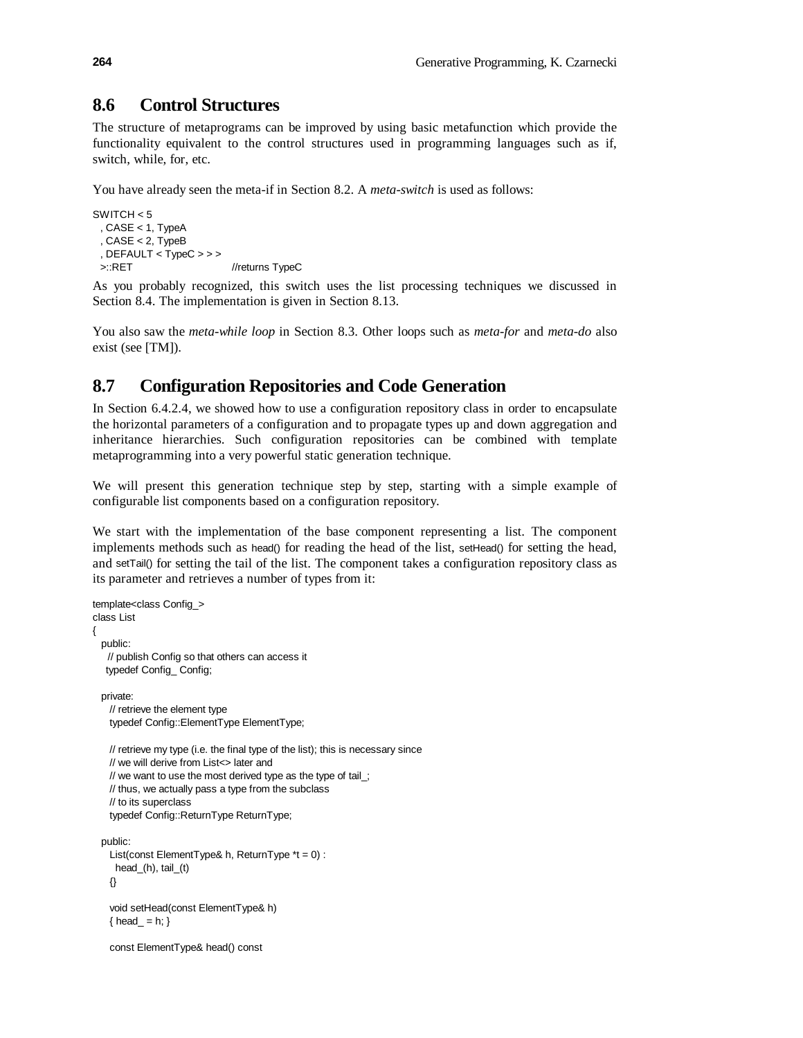## 8.6 Control Structures

The structure of metaprograms can be improved by using basic metafunction which provide the functionality equivalent to the control structures used in programming languages such as if, switch, while, for, etc.

You have already seen the meta-if in Section 8.2. A *meta-switch* is used as follows:

```
SWITCH < 5
  , CASE < 1, TypeA
  , CASE < 2, TypeB
  , DEFAULT < TypeC > > >
  >::RET                        //returns TypeC
```

As you probably recognized, this switch uses the list processing techniques we discussed in Section 8.4. The implementation is given in Section 8.13.

You also saw the *meta-while loop* in Section 8.3. Other loops such as *meta-for* and *meta-do* also exist (see [TM]).

## 8.7 Configuration Repositories and Code Generation

In Section 6.4.2.4, we showed how to use a configuration repository class in order to encapsulate the horizontal parameters of a configuration and to propagate types up and down aggregation and inheritance hierarchies. Such configuration repositories can be combined with template metaprogramming into a very powerful static generation technique.

We will present this generation technique step by step, starting with a simple example of configurable list components based on a configuration repository.

We start with the implementation of the base component representing a list. The component implements methods such as head() for reading the head of the list, setHead() for setting the head, and setTail() for setting the tail of the list. The component takes a configuration repository class as its parameter and retrieves a number of types from it:

```
template<class Config_>
class List
{
  public:
    // publish Config so that others can access it
    typedef Config_ Config;

  private:
    // retrieve the element type
    typedef Config::ElementType ElementType;

    // retrieve my type (i.e. the final type of the list); this is necessary since
    // we will derive from List<> later and
    // we want to use the most derived type as the type of tail_;
    // thus, we actually pass a type from the subclass
    // to its superclass
    typedef Config::ReturnType ReturnType;

  public:
    List(const ElementType& h, ReturnType *t = 0) :
      head_(h), tail_(t)
    {}

    void setHead(const ElementType& h)
    { head_ = h; }

    const ElementType& head() const
```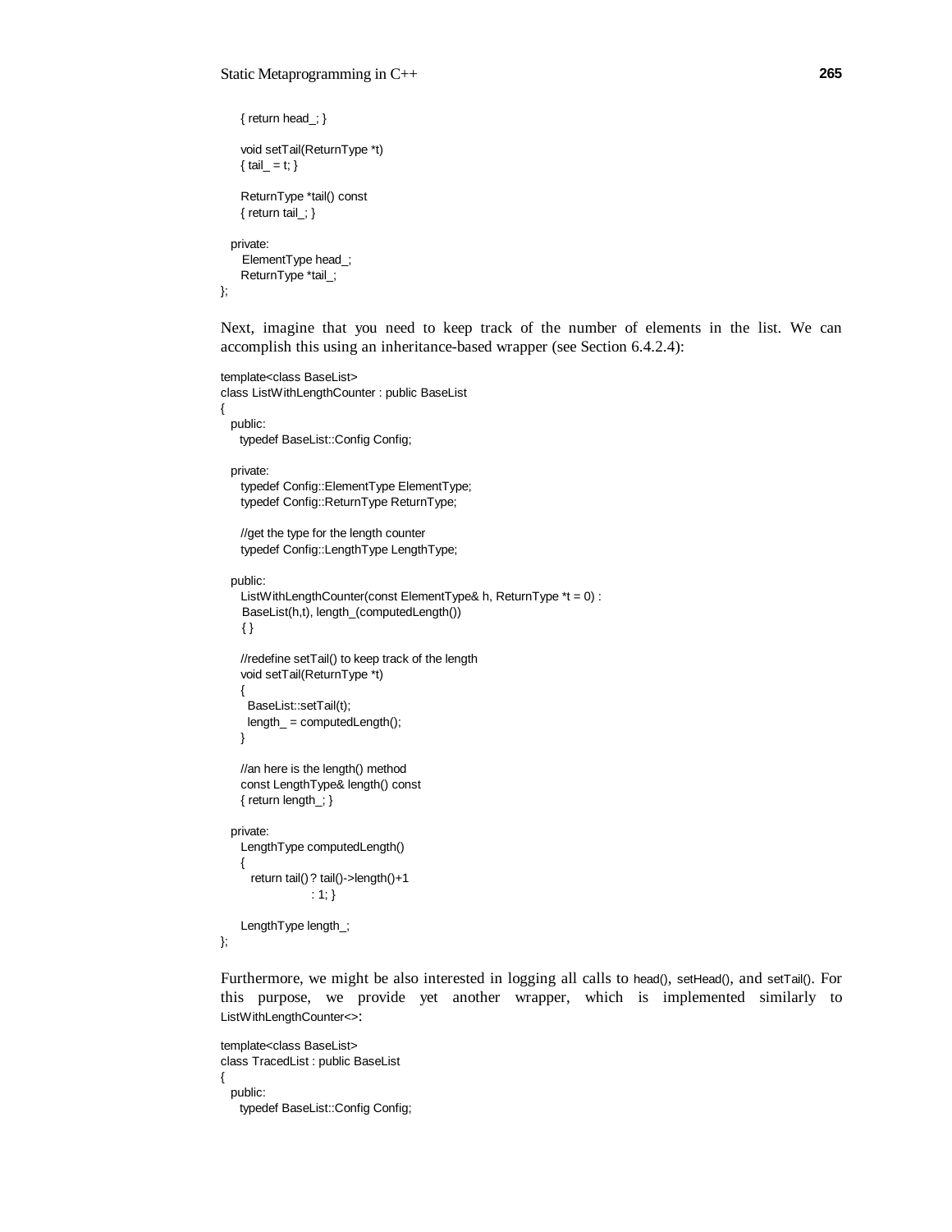```
    { return head_; }

    void setTail(ReturnType *t)
    { tail_ = t; }

    ReturnType *tail() const
    { return tail_; }

  private:
    ElementType head_;
    ReturnType *tail_;
};
```

Next, imagine that you need to keep track of the number of elements in the list. We can accomplish this using an inheritance-based wrapper (see Section 6.4.2.4):

```
template<class BaseList>
class ListWithLengthCounter : public BaseList
{
  public:
    typedef BaseList::Config Config;

  private:
    typedef Config::ElementType ElementType;
    typedef Config::ReturnType ReturnType;

    //get the type for the length counter
    typedef Config::LengthType LengthType;

  public:
    ListWithLengthCounter(const ElementType& h, ReturnType *t = 0) :
     BaseList(h,t), length_(computedLength())
    { }

    //redefine setTail() to keep track of the length
    void setTail(ReturnType *t)
    {
      BaseList::setTail(t);
      length_ = computedLength();
    }

    //an here is the length() method
    const LengthType& length() const
    { return length_; }

  private:
    LengthType computedLength()
    {
       return tail() ? tail()->length()+1
                     : 1; }

    LengthType length_;
};
```

Furthermore, we might be also interested in logging all calls to head(), setHead(), and setTail(). For this purpose, we provide yet another wrapper, which is implemented similarly to ListWithLengthCounter<>:

```
template<class BaseList>
class TracedList : public BaseList
{
  public:
    typedef BaseList::Config Config;
```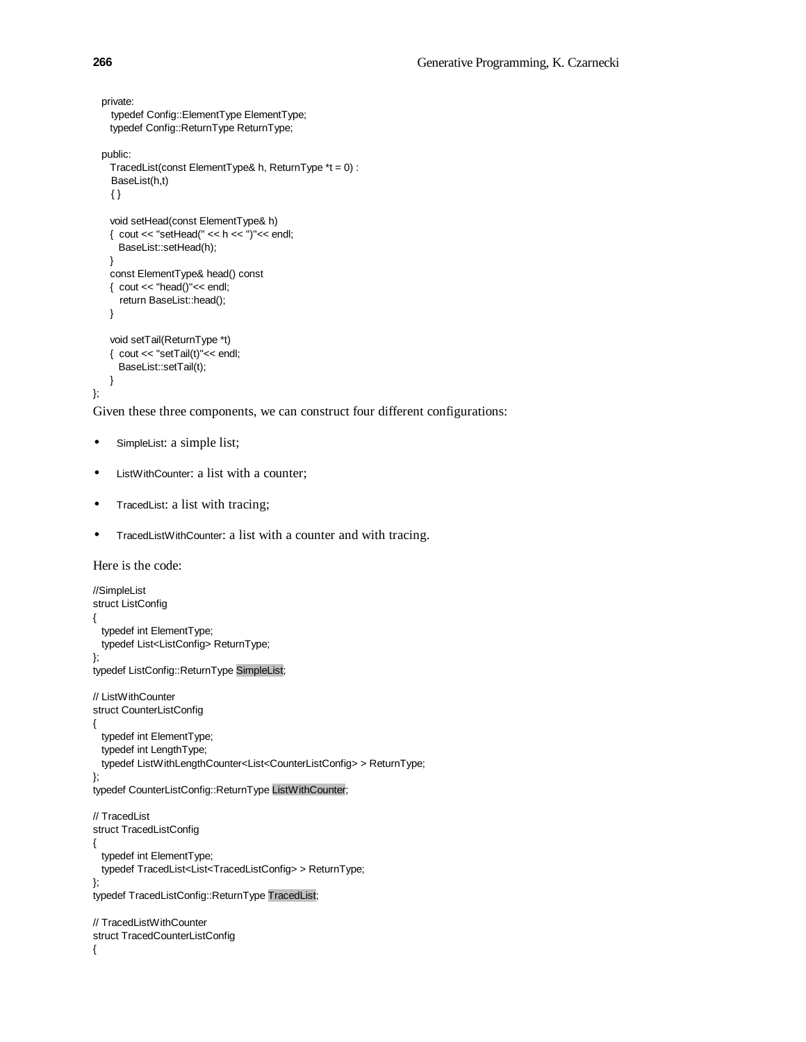```
  private:
     typedef Config::ElementType ElementType;
    typedef Config::ReturnType ReturnType;

  public:
    TracedList(const ElementType& h, ReturnType *t = 0) :
     BaseList(h,t)
     { }

    void setHead(const ElementType& h)
    {  cout << "setHead(" << h << ")"<< endl;
       BaseList::setHead(h);
    }
    const ElementType& head() const
    {  cout << "head()"<< endl;
       return BaseList::head();
    }

    void setTail(ReturnType *t)
    {  cout << "setTail(t)"<< endl;
       BaseList::setTail(t);
    }
};
```

Given these three components, we can construct four different configurations:

- SimpleList: a simple list;
- ListWithCounter: a list with a counter;
- TracedList: a list with tracing;
- TracedListWithCounter: a list with a counter and with tracing.

Here is the code:

```
//SimpleList
struct ListConfig
{
  typedef int ElementType;
  typedef List<ListConfig> ReturnType;
};
typedef ListConfig::ReturnType SimpleList;

// ListWithCounter
struct CounterListConfig
{
  typedef int ElementType;
  typedef int LengthType;
  typedef ListWithLengthCounter<List<CounterListConfig> > ReturnType;
};
typedef CounterListConfig::ReturnType ListWithCounter;

// TracedList
struct TracedListConfig
{
  typedef int ElementType;
  typedef TracedList<List<TracedListConfig> > ReturnType;
};
typedef TracedListConfig::ReturnType TracedList;

// TracedListWithCounter
struct TracedCounterListConfig
{
```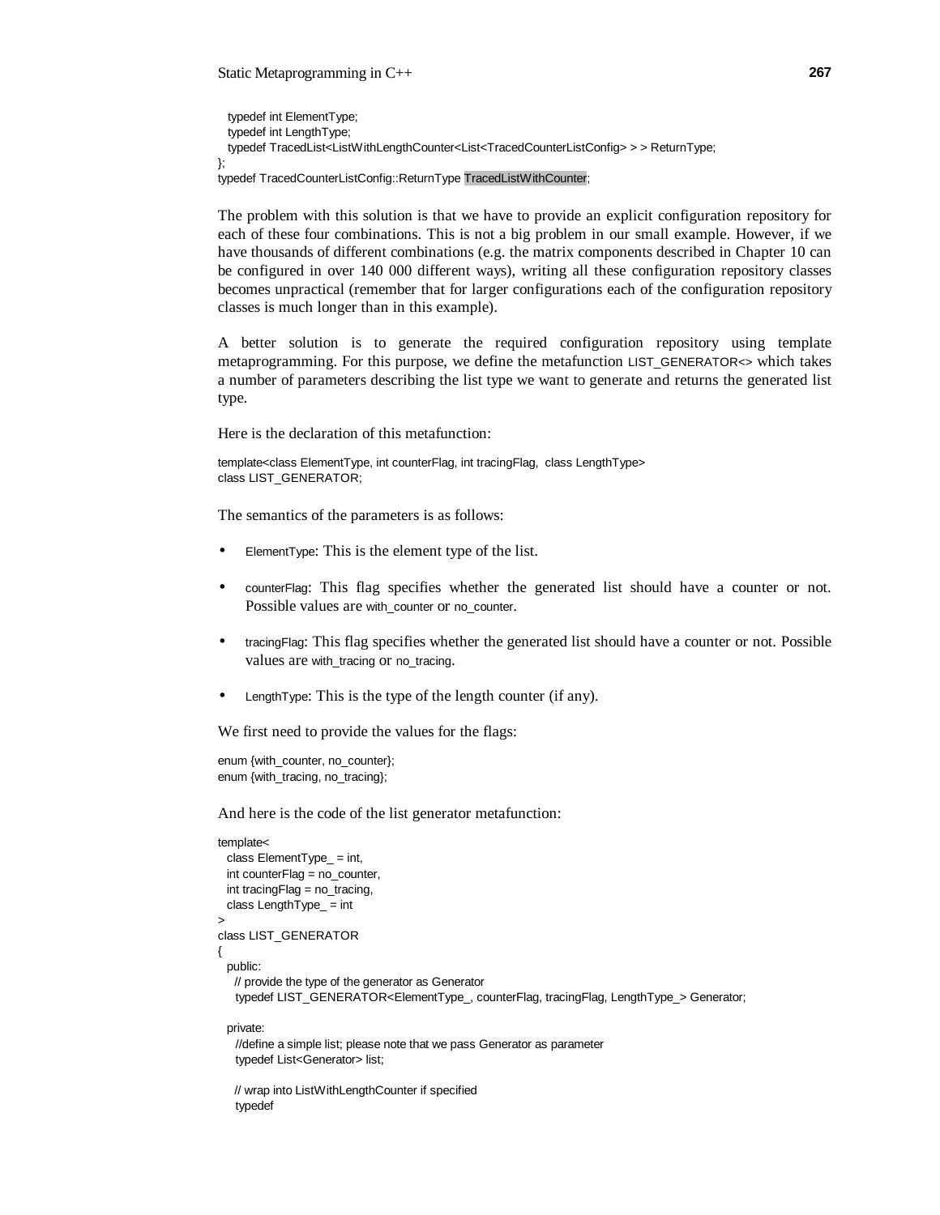```
  typedef int ElementType;
  typedef int LengthType;
  typedef TracedList<ListWithLengthCounter<List<TracedCounterListConfig> > > ReturnType;
};
typedef TracedCounterListConfig::ReturnType TracedListWithCounter;
```

The problem with this solution is that we have to provide an explicit configuration repository for each of these four combinations. This is not a big problem in our small example. However, if we have thousands of different combinations (e.g. the matrix components described in Chapter 10 can be configured in over 140 000 different ways), writing all these configuration repository classes becomes unpractical (remember that for larger configurations each of the configuration repository classes is much longer than in this example).

A better solution is to generate the required configuration repository using template metaprogramming. For this purpose, we define the metafunction LIST_GENERATOR<> which takes a number of parameters describing the list type we want to generate and returns the generated list type.

Here is the declaration of this metafunction:

```
template<class ElementType, int counterFlag, int tracingFlag,  class LengthType>
class LIST_GENERATOR;
```

The semantics of the parameters is as follows:

- ElementType: This is the element type of the list.
- counterFlag: This flag specifies whether the generated list should have a counter or not. Possible values are with_counter or no_counter.
- tracingFlag: This flag specifies whether the generated list should have a counter or not. Possible values are with_tracing or no_tracing.
- LengthType: This is the type of the length counter (if any).

We first need to provide the values for the flags:

```
enum {with_counter, no_counter};
enum {with_tracing, no_tracing};
```

And here is the code of the list generator metafunction:

```
template<
  class ElementType_ = int,
  int counterFlag = no_counter,
  int tracingFlag = no_tracing,
  class LengthType_ = int
>
class LIST_GENERATOR
{
  public:
    // provide the type of the generator as Generator
    typedef LIST_GENERATOR<ElementType_, counterFlag, tracingFlag, LengthType_> Generator;

  private:
    //define a simple list; please note that we pass Generator as parameter
    typedef List<Generator> list;

    // wrap into ListWithLengthCounter if specified
    typedef
```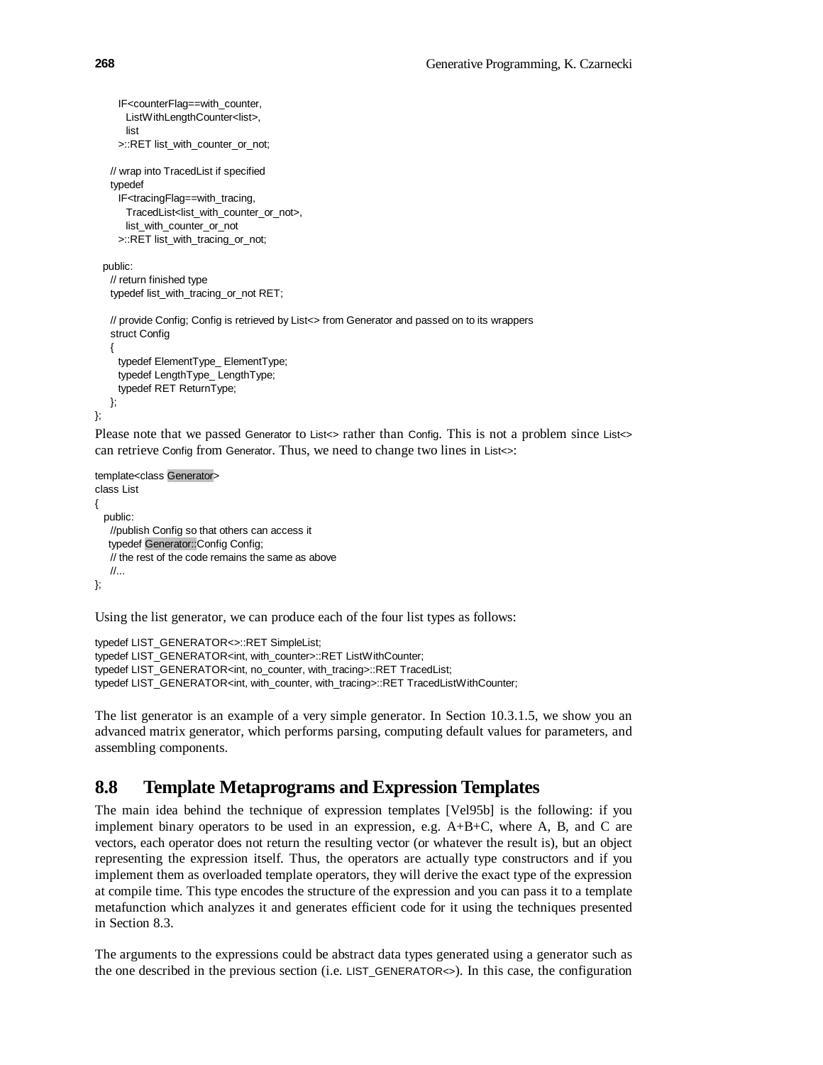```
      IF<counterFlag==with_counter,
        ListWithLengthCounter<list>,
        list
      >::RET list_with_counter_or_not;

    // wrap into TracedList if specified
    typedef
      IF<tracingFlag==with_tracing,
        TracedList<list_with_counter_or_not>,
        list_with_counter_or_not
      >::RET list_with_tracing_or_not;

  public:
    // return finished type
    typedef list_with_tracing_or_not RET;

    // provide Config; Config is retrieved by List<> from Generator and passed on to its wrappers
    struct Config
    {
      typedef ElementType_ ElementType;
      typedef LengthType_ LengthType;
      typedef RET ReturnType;
    };
};
```

Please note that we passed Generator to List<> rather than Config. This is not a problem since List<> can retrieve Config from Generator. Thus, we need to change two lines in List<>:

```
template<class Generator>
class List
{
  public:
    //publish Config so that others can access it
    typedef Generator::Config Config;
    // the rest of the code remains the same as above
    //...
};
```

Using the list generator, we can produce each of the four list types as follows:

```
typedef LIST_GENERATOR<>::RET SimpleList;
typedef LIST_GENERATOR<int, with_counter>::RET ListWithCounter;
typedef LIST_GENERATOR<int, no_counter, with_tracing>::RET TracedList;
typedef LIST_GENERATOR<int, with_counter, with_tracing>::RET TracedListWithCounter;
```

The list generator is an example of a very simple generator. In Section 10.3.1.5, we show you an advanced matrix generator, which performs parsing, computing default values for parameters, and assembling components.

## 8.8 Template Metaprograms and Expression Templates

The main idea behind the technique of expression templates [Vel95b] is the following: if you implement binary operators to be used in an expression, e.g. A+B+C, where A, B, and C are vectors, each operator does not return the resulting vector (or whatever the result is), but an object representing the expression itself. Thus, the operators are actually type constructors and if you implement them as overloaded template operators, they will derive the exact type of the expression at compile time. This type encodes the structure of the expression and you can pass it to a template metafunction which analyzes it and generates efficient code for it using the techniques presented in Section 8.3.

The arguments to the expressions could be abstract data types generated using a generator such as the one described in the previous section (i.e. LIST_GENERATOR<>). In this case, the configuration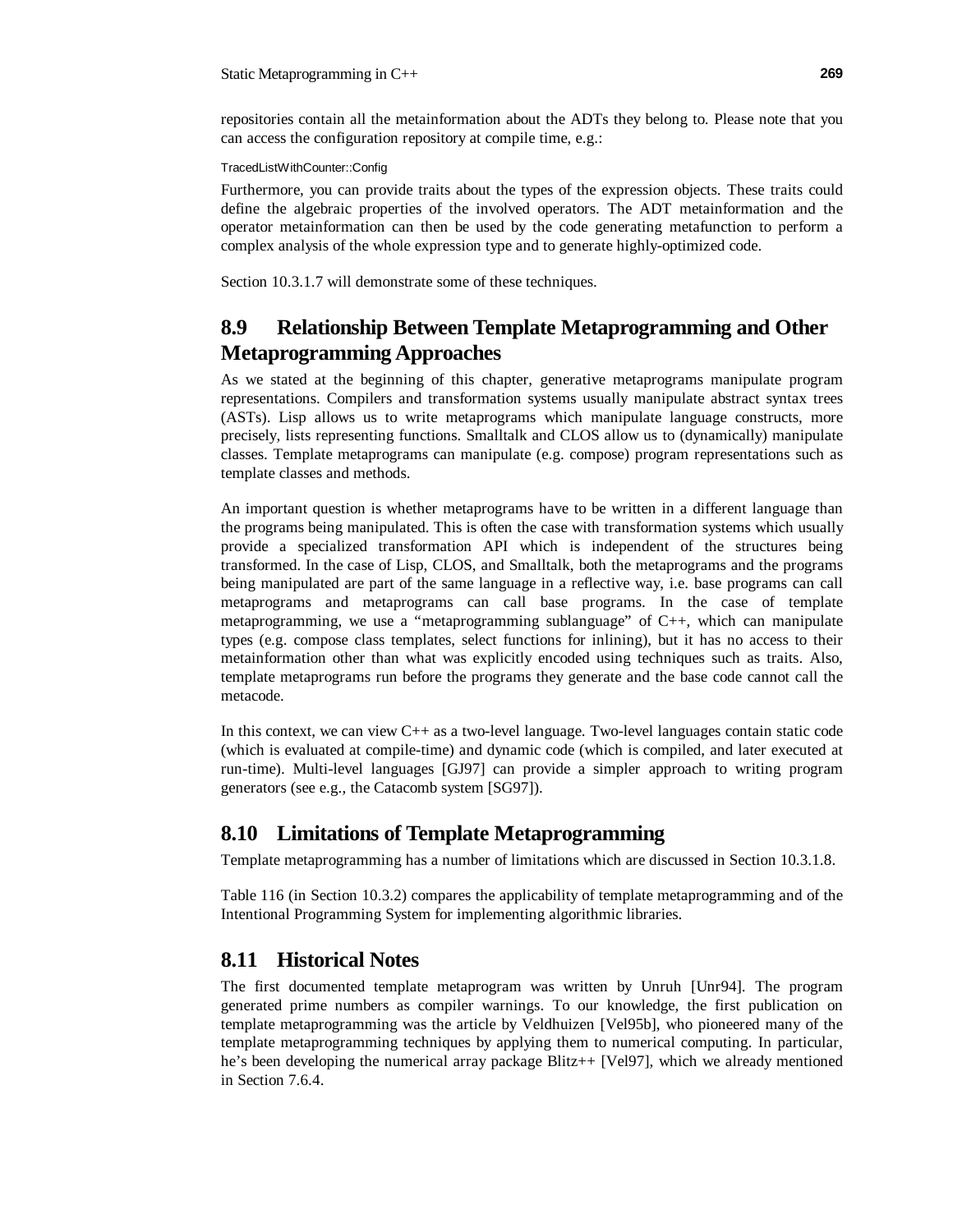repositories contain all the metainformation about the ADTs they belong to. Please note that you can access the configuration repository at compile time, e.g.:

```
TracedListWithCounter::Config
```

Furthermore, you can provide traits about the types of the expression objects. These traits could define the algebraic properties of the involved operators. The ADT metainformation and the operator metainformation can then be used by the code generating metafunction to perform a complex analysis of the whole expression type and to generate highly-optimized code.

Section 10.3.1.7 will demonstrate some of these techniques.

## 8.9 Relationship Between Template Metaprogramming and Other Metaprogramming Approaches

As we stated at the beginning of this chapter, generative metaprograms manipulate program representations. Compilers and transformation systems usually manipulate abstract syntax trees (ASTs). Lisp allows us to write metaprograms which manipulate language constructs, more precisely, lists representing functions. Smalltalk and CLOS allow us to (dynamically) manipulate classes. Template metaprograms can manipulate (e.g. compose) program representations such as template classes and methods.

An important question is whether metaprograms have to be written in a different language than the programs being manipulated. This is often the case with transformation systems which usually provide a specialized transformation API which is independent of the structures being transformed. In the case of Lisp, CLOS, and Smalltalk, both the metaprograms and the programs being manipulated are part of the same language in a reflective way, i.e. base programs can call metaprograms and metaprograms can call base programs. In the case of template metaprogramming, we use a "metaprogramming sublanguage" of C++, which can manipulate types (e.g. compose class templates, select functions for inlining), but it has no access to their metainformation other than what was explicitly encoded using techniques such as traits. Also, template metaprograms run before the programs they generate and the base code cannot call the metacode.

In this context, we can view C++ as a two-level language. Two-level languages contain static code (which is evaluated at compile-time) and dynamic code (which is compiled, and later executed at run-time). Multi-level languages [GJ97] can provide a simpler approach to writing program generators (see e.g., the Catacomb system [SG97]).

## 8.10 Limitations of Template Metaprogramming

Template metaprogramming has a number of limitations which are discussed in Section 10.3.1.8.

Table 116 (in Section 10.3.2) compares the applicability of template metaprogramming and of the Intentional Programming System for implementing algorithmic libraries.

## 8.11 Historical Notes

The first documented template metaprogram was written by Unruh [Unr94]. The program generated prime numbers as compiler warnings. To our knowledge, the first publication on template metaprogramming was the article by Veldhuizen [Vel95b], who pioneered many of the template metaprogramming techniques by applying them to numerical computing. In particular, he's been developing the numerical array package Blitz++ [Vel97], which we already mentioned in Section 7.6.4.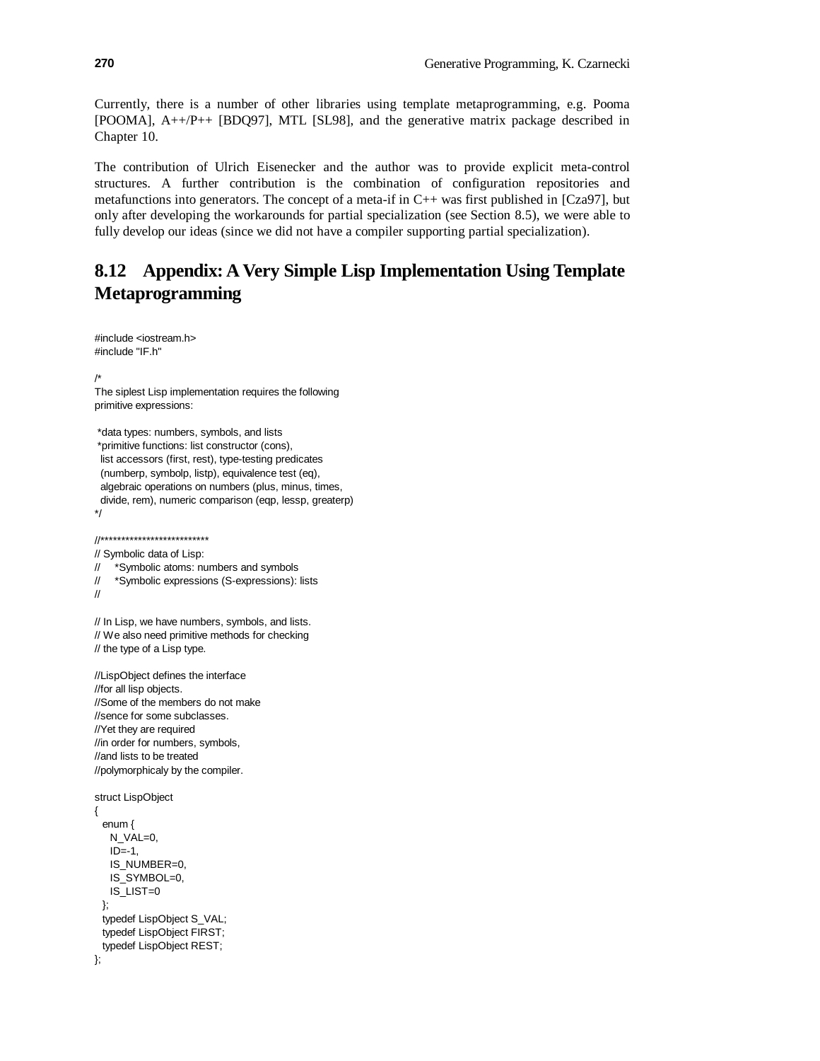Currently, there is a number of other libraries using template metaprogramming, e.g. Pooma [POOMA], A++/P++ [BDQ97], MTL [SL98], and the generative matrix package described in Chapter 10.

The contribution of Ulrich Eisenecker and the author was to provide explicit meta-control structures. A further contribution is the combination of configuration repositories and metafunctions into generators. The concept of a meta-if in C++ was first published in [Cza97], but only after developing the workarounds for partial specialization (see Section 8.5), we were able to fully develop our ideas (since we did not have a compiler supporting partial specialization).

## 8.12 Appendix: A Very Simple Lisp Implementation Using Template Metaprogramming

```
#include <iostream.h>
#include "IF.h"

/*
The siplest Lisp implementation requires the following
primitive expressions:

 *data types: numbers, symbols, and lists
 *primitive functions: list constructor (cons),
  list accessors (first, rest), type-testing predicates
  (numberp, symbolp, listp), equivalence test (eq),
  algebraic operations on numbers (plus, minus, times,
  divide, rem), numeric comparison (eqp, lessp, greaterp)
*/

//**************************
// Symbolic data of Lisp:
//     *Symbolic atoms: numbers and symbols
//     *Symbolic expressions (S-expressions): lists
//

// In Lisp, we have numbers, symbols, and lists.
// We also need primitive methods for checking
// the type of a Lisp type.

//LispObject defines the interface
//for all lisp objects.
//Some of the members do not make
//sence for some subclasses.
//Yet they are required
//in order for numbers, symbols,
//and lists to be treated
//polymorphicaly by the compiler.

struct LispObject
{
  enum {
    N_VAL=0,
    ID=-1,
    IS_NUMBER=0,
    IS_SYMBOL=0,
    IS_LIST=0
  };
  typedef LispObject S_VAL;
  typedef LispObject FIRST;
  typedef LispObject REST;
};
```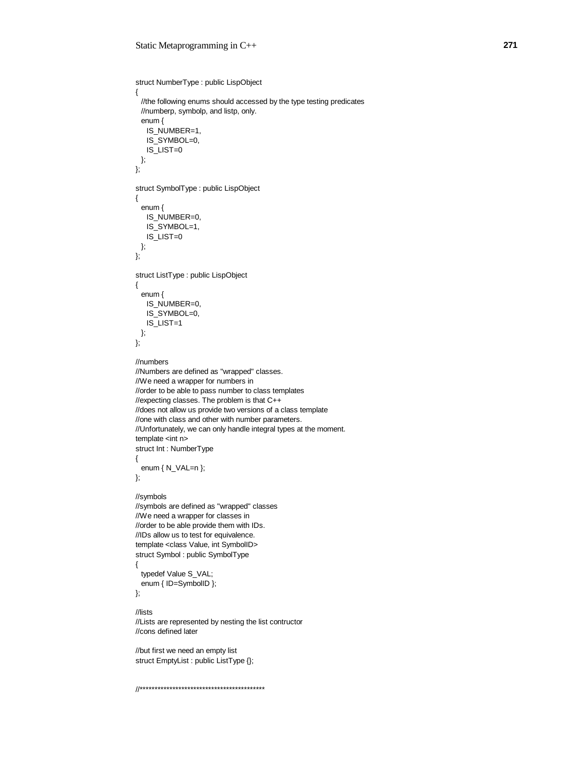```
struct NumberType : public LispObject
{
  //the following enums should accessed by the type testing predicates
  //numberp, symbolp, and listp, only.
  enum {
    IS_NUMBER=1,
    IS_SYMBOL=0,
    IS_LIST=0
  };
};

struct SymbolType : public LispObject
{
  enum {
    IS_NUMBER=0,
    IS_SYMBOL=1,
    IS_LIST=0
  };
};

struct ListType : public LispObject
{
  enum {
    IS_NUMBER=0,
    IS_SYMBOL=0,
    IS_LIST=1
  };
};

//numbers
//Numbers are defined as "wrapped" classes.
//We need a wrapper for numbers in
//order to be able to pass number to class templates
//expecting classes. The problem is that C++
//does not allow us provide two versions of a class template
//one with class and other with number parameters.
//Unfortunately, we can only handle integral types at the moment.
template <int n>
struct Int : NumberType
{
  enum { N_VAL=n };
};

//symbols
//symbols are defined as "wrapped" classes
//We need a wrapper for classes in
//order to be able provide them with IDs.
//IDs allow us to test for equivalence.
template <class Value, int SymbolID>
struct Symbol : public SymbolType
{
  typedef Value S_VAL;
  enum { ID=SymbolID };
};

//lists
//Lists are represented by nesting the list contructor
//cons defined later

//but first we need an empty list
struct EmptyList : public ListType {};


//******************************************
```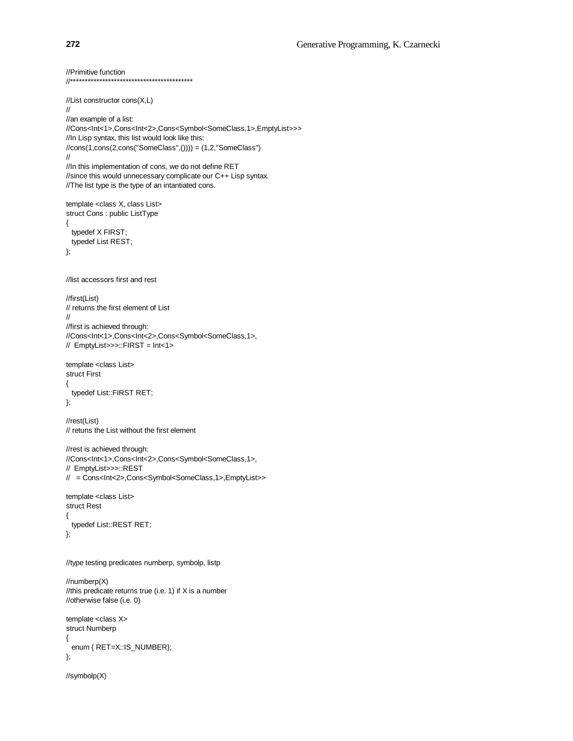```
//Primitive function
//*******************************************

//List constructor cons(X,L)
//
//an example of a list:
//Cons<Int<1>,Cons<Int<2>,Cons<Symbol<SomeClass,1>,EmptyList>>>
//In Lisp syntax, this list would look like this:
//cons(1,cons(2,cons("SomeClass",()))) = (1,2,"SomeClass")
//
//In this implementation of cons, we do not define RET
//since this would unnecessary complicate our C++ Lisp syntax.
//The list type is the type of an intantiated cons.

template <class X, class List>
struct Cons : public ListType
{
  typedef X FIRST;
  typedef List REST;
};


//list accessors first and rest

//first(List)
// returns the first element of List
//
//first is achieved through:
//Cons<Int<1>,Cons<Int<2>,Cons<Symbol<SomeClass,1>,
//  EmptyList>>>::FIRST = Int<1>

template <class List>
struct First
{
  typedef List::FIRST RET;
};

//rest(List)
// retuns the List without the first element

//rest is achieved through:
//Cons<Int<1>,Cons<Int<2>,Cons<Symbol<SomeClass,1>,
//  EmptyList>>>::REST
//   = Cons<Int<2>,Cons<Symbol<SomeClass,1>,EmptyList>>

template <class List>
struct Rest
{
  typedef List::REST RET;
};


//type testing predicates numberp, symbolp, listp

//numberp(X)
//this predicate returns true (i.e. 1) if X is a number
//otherwise false (i.e. 0)

template <class X>
struct Numberp
{
  enum { RET=X::IS_NUMBER};
};

//symbolp(X)
```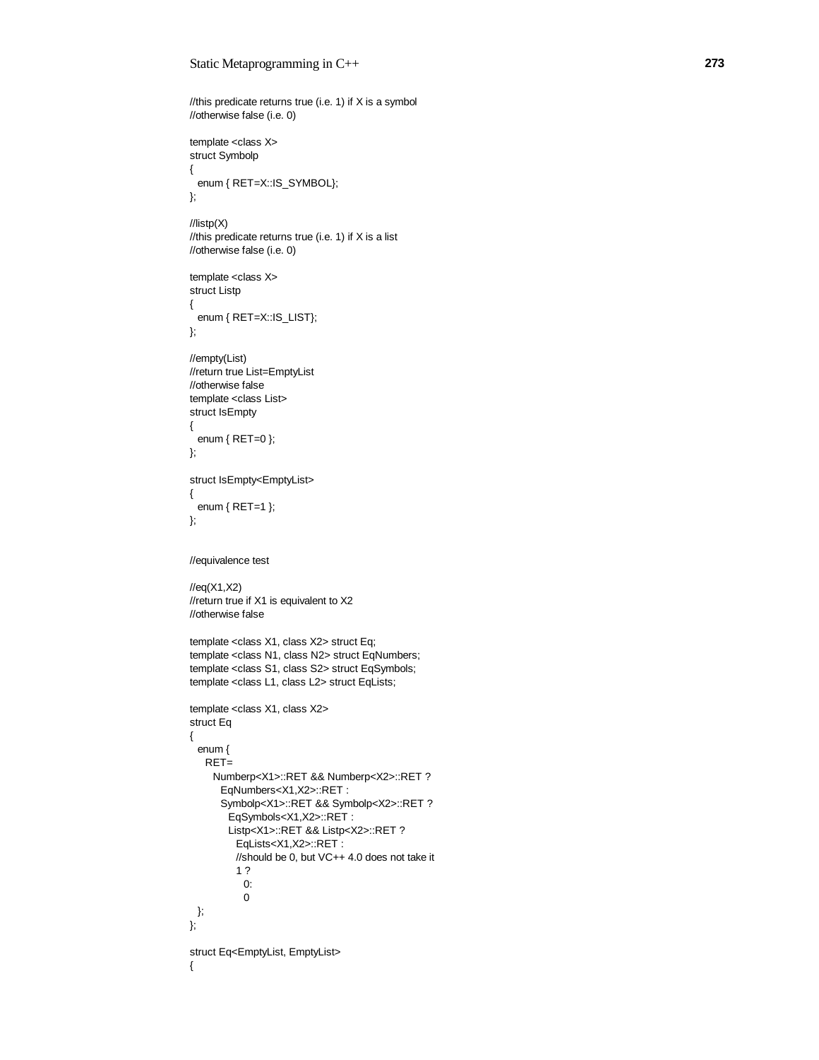```
//this predicate returns true (i.e. 1) if X is a symbol
//otherwise false (i.e. 0)

template <class X>
struct Symbolp
{
  enum { RET=X::IS_SYMBOL};
};

//listp(X)
//this predicate returns true (i.e. 1) if X is a list
//otherwise false (i.e. 0)

template <class X>
struct Listp
{
  enum { RET=X::IS_LIST};
};

//empty(List)
//return true List=EmptyList
//otherwise false
template <class List>
struct IsEmpty
{
  enum { RET=0 };
};

struct IsEmpty<EmptyList>
{
  enum { RET=1 };
};


//equivalence test

//eq(X1,X2)
//return true if X1 is equivalent to X2
//otherwise false

template <class X1, class X2> struct Eq;
template <class N1, class N2> struct EqNumbers;
template <class S1, class S2> struct EqSymbols;
template <class L1, class L2> struct EqLists;

template <class X1, class X2>
struct Eq
{
  enum {
    RET=
      Numberp<X1>::RET && Numberp<X2>::RET ?
        EqNumbers<X1,X2>::RET :
        Symbolp<X1>::RET && Symbolp<X2>::RET ?
          EqSymbols<X1,X2>::RET :
          Listp<X1>::RET && Listp<X2>::RET ?
            EqLists<X1,X2>::RET :
            //should be 0, but VC++ 4.0 does not take it
            1 ?
              0:
              0
  };
};

struct Eq<EmptyList, EmptyList>
{
```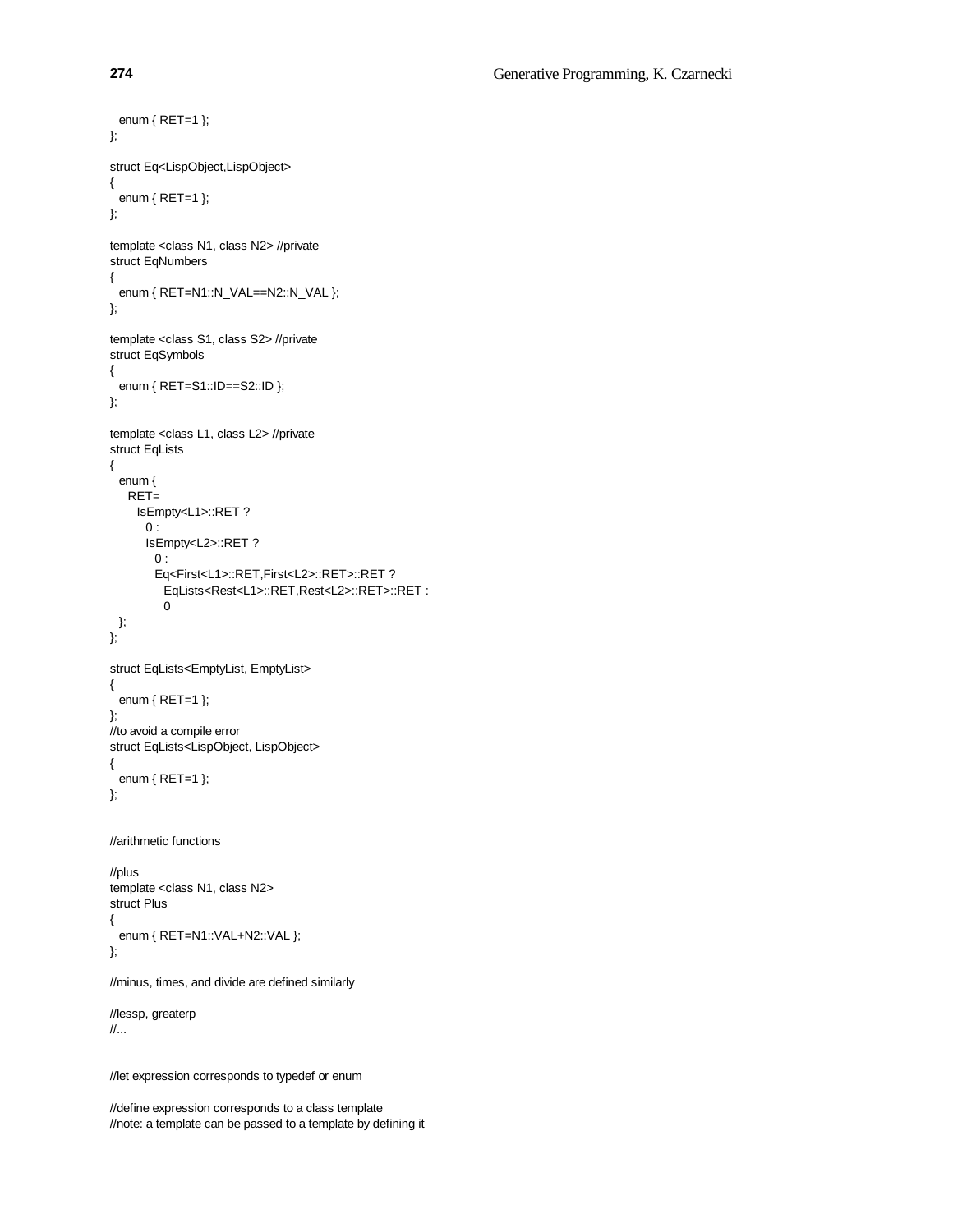```
  enum { RET=1 };
};

struct Eq<LispObject,LispObject>
{
  enum { RET=1 };
};

template <class N1, class N2> //private
struct EqNumbers
{
  enum { RET=N1::N_VAL==N2::N_VAL };
};

template <class S1, class S2> //private
struct EqSymbols
{
  enum { RET=S1::ID==S2::ID };
};

template <class L1, class L2> //private
struct EqLists
{
  enum {
    RET=
      IsEmpty<L1>::RET ?
        0 :
        IsEmpty<L2>::RET ?
          0 :
          Eq<First<L1>::RET,First<L2>::RET>::RET ?
            EqLists<Rest<L1>::RET,Rest<L2>::RET>::RET :
            0
  };
};

struct EqLists<EmptyList, EmptyList>
{
  enum { RET=1 };
};
//to avoid a compile error
struct EqLists<LispObject, LispObject>
{
  enum { RET=1 };
};


//arithmetic functions

//plus
template <class N1, class N2>
struct Plus
{
  enum { RET=N1::VAL+N2::VAL };
};

//minus, times, and divide are defined similarly

//lessp, greaterp
//...


//let expression corresponds to typedef or enum

//define expression corresponds to a class template
//note: a template can be passed to a template by defining it
```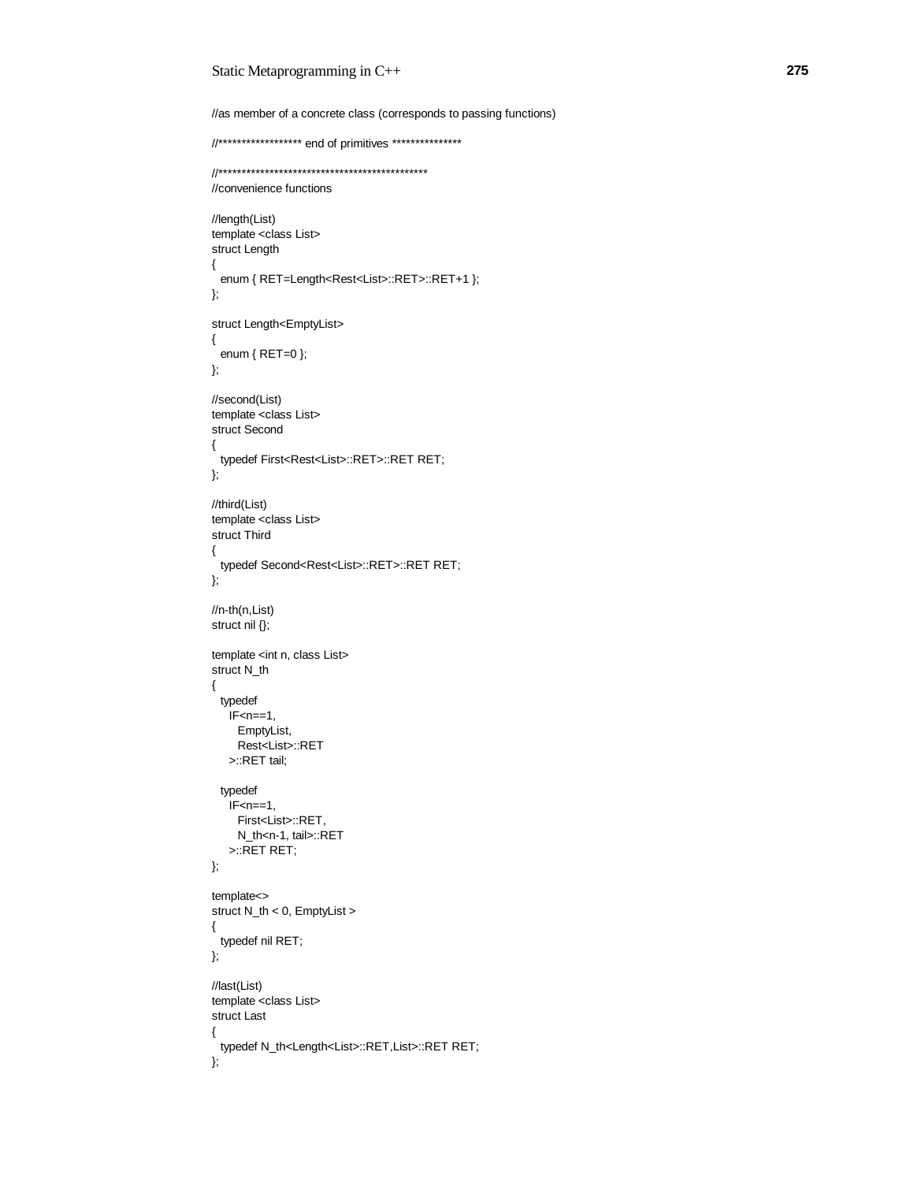```
//as member of a concrete class (corresponds to passing functions)

//****************** end of primitives ***************

//*********************************************
//convenience functions

//length(List)
template <class List>
struct Length
{
  enum { RET=Length<Rest<List>::RET>::RET+1 };
};

struct Length<EmptyList>
{
  enum { RET=0 };
};

//second(List)
template <class List>
struct Second
{
  typedef First<Rest<List>::RET>::RET RET;
};

//third(List)
template <class List>
struct Third
{
  typedef Second<Rest<List>::RET>::RET RET;
};

//n-th(n,List)
struct nil {};

template <int n, class List>
struct N_th
{
  typedef
    IF<n==1,
      EmptyList,
      Rest<List>::RET
    >::RET tail;

  typedef
    IF<n==1,
      First<List>::RET,
      N_th<n-1, tail>::RET
    >::RET RET;
};

template<>
struct N_th < 0, EmptyList >
{
  typedef nil RET;
};

//last(List)
template <class List>
struct Last
{
  typedef N_th<Length<List>::RET,List>::RET RET;
};
```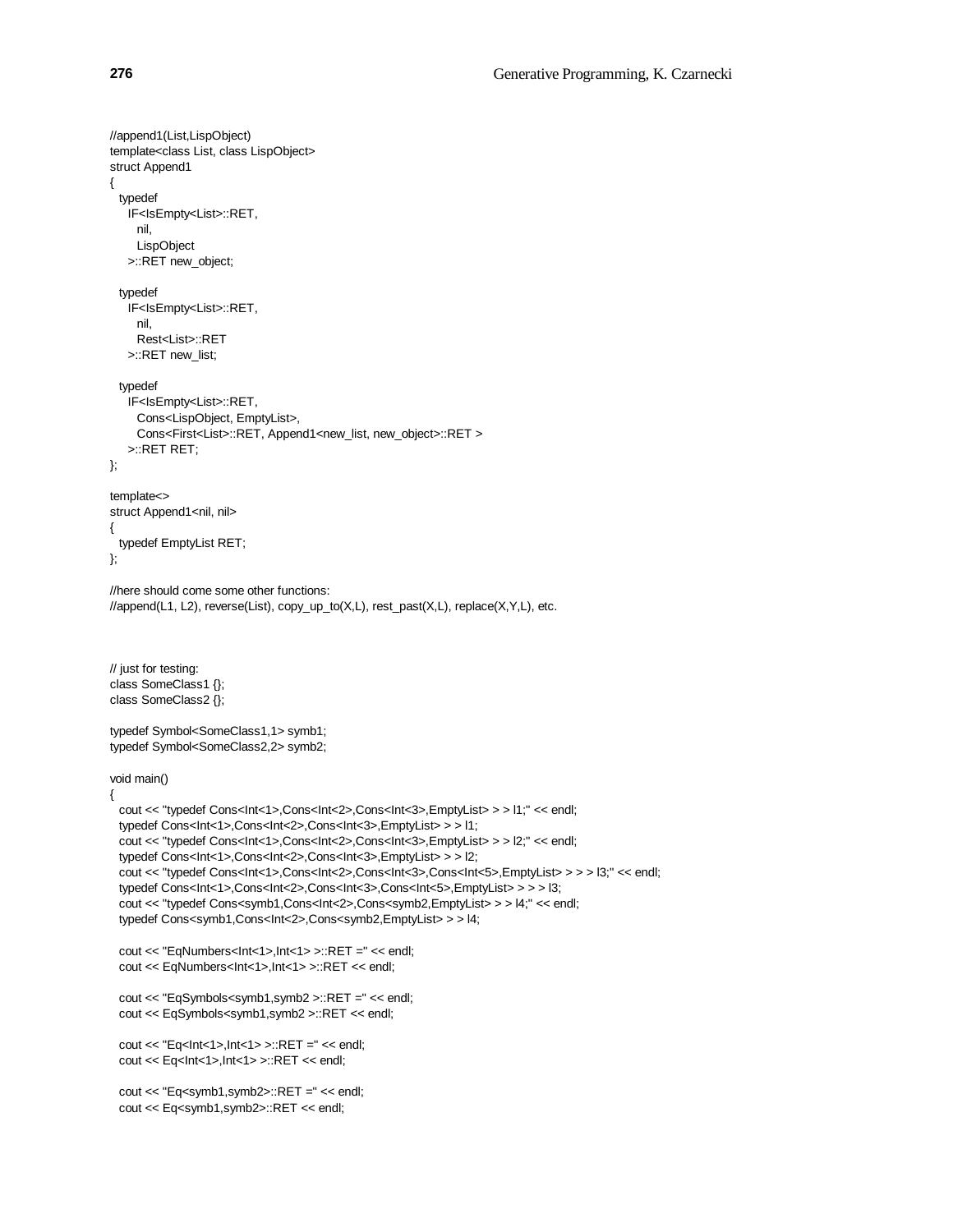```
//append1(List,LispObject)
template<class List, class LispObject>
struct Append1
{
  typedef
    IF<IsEmpty<List>::RET,
      nil,
      LispObject
    >::RET new_object;

  typedef
    IF<IsEmpty<List>::RET,
      nil,
      Rest<List>::RET
    >::RET new_list;

  typedef
    IF<IsEmpty<List>::RET,
      Cons<LispObject, EmptyList>,
      Cons<First<List>::RET, Append1<new_list, new_object>::RET >
    >::RET RET;
};

template<>
struct Append1<nil, nil>
{
  typedef EmptyList RET;
};

//here should come some other functions:
//append(L1, L2), reverse(List), copy_up_to(X,L), rest_past(X,L), replace(X,Y,L), etc.



// just for testing:
class SomeClass1 {};
class SomeClass2 {};

typedef Symbol<SomeClass1,1> symb1;
typedef Symbol<SomeClass2,2> symb2;

void main()
{
  cout << "typedef Cons<Int<1>,Cons<Int<2>,Cons<Int<3>,EmptyList> > > l1;" << endl;
  typedef Cons<Int<1>,Cons<Int<2>,Cons<Int<3>,EmptyList> > > l1;
  cout << "typedef Cons<Int<1>,Cons<Int<2>,Cons<Int<3>,EmptyList> > > l2;" << endl;
  typedef Cons<Int<1>,Cons<Int<2>,Cons<Int<3>,EmptyList> > > l2;
  cout << "typedef Cons<Int<1>,Cons<Int<2>,Cons<Int<3>,Cons<Int<5>,EmptyList> > > > l3;" << endl;
  typedef Cons<Int<1>,Cons<Int<2>,Cons<Int<3>,Cons<Int<5>,EmptyList> > > > l3;
  cout << "typedef Cons<symb1,Cons<Int<2>,Cons<symb2,EmptyList> > > l4;" << endl;
  typedef Cons<symb1,Cons<Int<2>,Cons<symb2,EmptyList> > > l4;

  cout << "EqNumbers<Int<1>,Int<1> >::RET =" << endl;
  cout << EqNumbers<Int<1>,Int<1> >::RET << endl;

  cout << "EqSymbols<symb1,symb2 >::RET =" << endl;
  cout << EqSymbols<symb1,symb2 >::RET << endl;

  cout << "Eq<Int<1>,Int<1> >::RET =" << endl;
  cout << Eq<Int<1>,Int<1> >::RET << endl;

  cout << "Eq<symb1,symb2>::RET =" << endl;
  cout << Eq<symb1,symb2>::RET << endl;
```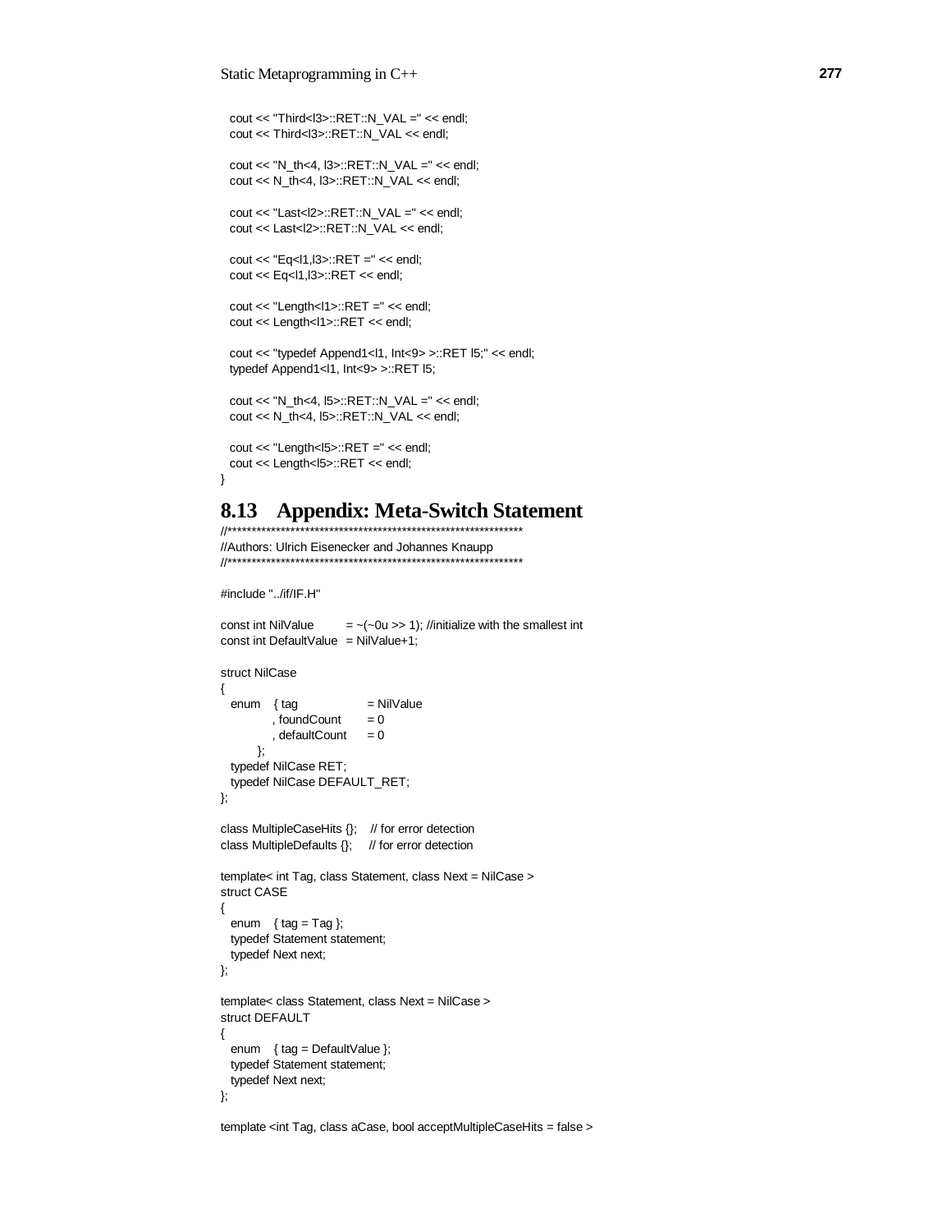```
  cout << "Third<l3>::RET::N_VAL =" << endl;
  cout << Third<l3>::RET::N_VAL << endl;

  cout << "N_th<4, l3>::RET::N_VAL =" << endl;
  cout << N_th<4, l3>::RET::N_VAL << endl;

  cout << "Last<l2>::RET::N_VAL =" << endl;
  cout << Last<l2>::RET::N_VAL << endl;

  cout << "Eq<l1,l3>::RET =" << endl;
  cout << Eq<l1,l3>::RET << endl;

  cout << "Length<l1>::RET =" << endl;
  cout << Length<l1>::RET << endl;

  cout << "typedef Append1<l1, Int<9> >::RET l5;" << endl;
  typedef Append1<l1, Int<9> >::RET l5;

  cout << "N_th<4, l5>::RET::N_VAL =" << endl;
  cout << N_th<4, l5>::RET::N_VAL << endl;

  cout << "Length<l5>::RET =" << endl;
  cout << Length<l5>::RET << endl;
}
```

## 8.13 Appendix: Meta-Switch Statement

```
//****************************************************************
//Authors: Ulrich Eisenecker and Johannes Knaupp
//****************************************************************

#include "../if/IF.H"

const int NilValue      = ~(~0u >> 1); //initialize with the smallest int
const int DefaultValue  = NilValue+1;

struct NilCase
{
  enum  { tag            = NilValue
        , foundCount     = 0
        , defaultCount   = 0
        };
  typedef NilCase RET;
  typedef NilCase DEFAULT_RET;
};

class MultipleCaseHits {};   // for error detection
class MultipleDefaults {};   // for error detection

template< int Tag, class Statement, class Next = NilCase >
struct CASE
{
  enum  { tag = Tag };
  typedef Statement statement;
  typedef Next next;
};

template< class Statement, class Next = NilCase >
struct DEFAULT
{
  enum  { tag = DefaultValue };
  typedef Statement statement;
  typedef Next next;
};

template <int Tag, class aCase, bool acceptMultipleCaseHits = false >
```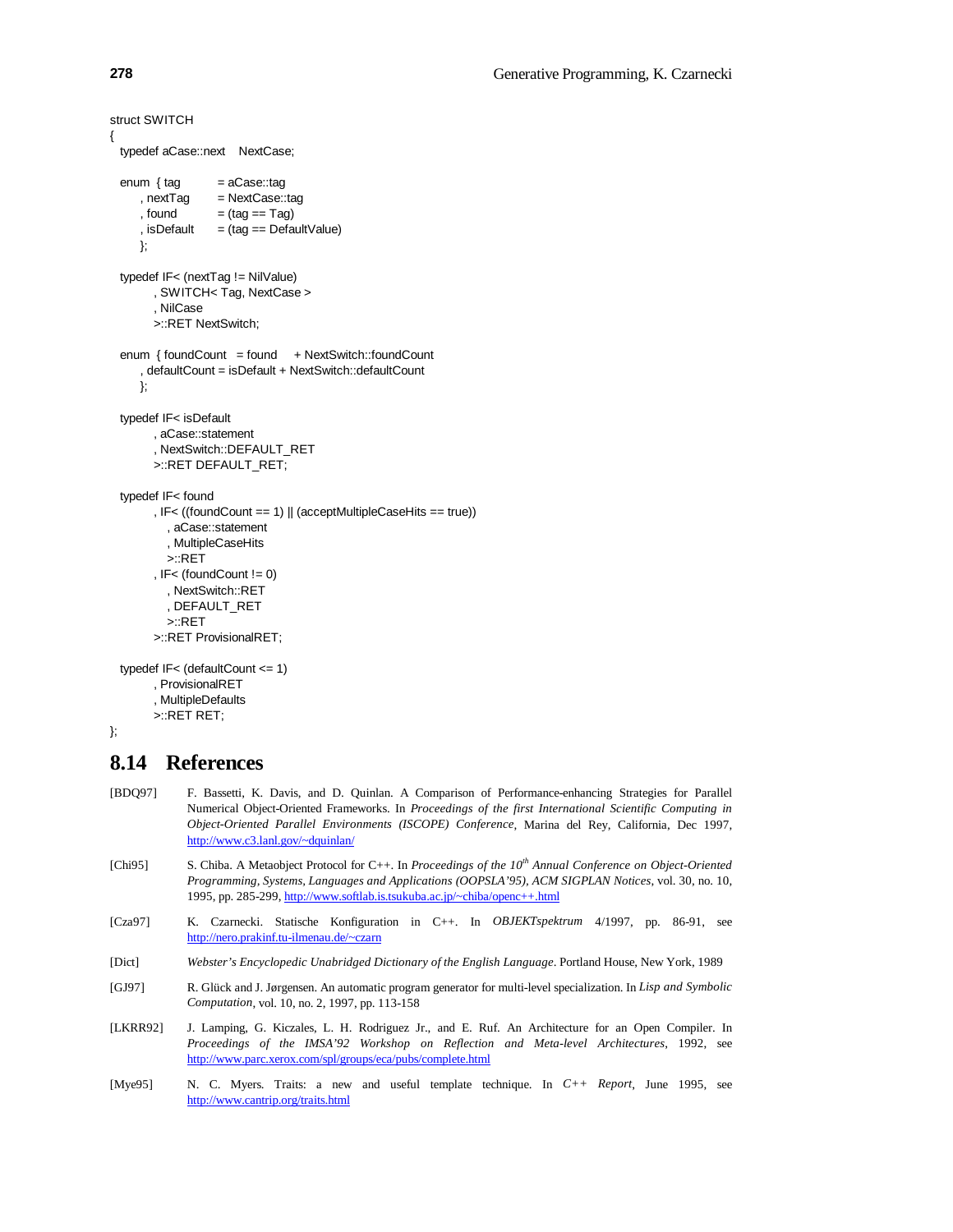```
struct SWITCH
{
  typedef aCase::next    NextCase;

  enum  { tag          = aCase::tag
        , nextTag      = NextCase::tag
        , found        = (tag == Tag)
        , isDefault    = (tag == DefaultValue)
        };

  typedef IF< (nextTag != NilValue)
           , SWITCH< Tag, NextCase >
           , NilCase
           >::RET NextSwitch;

  enum  { foundCount   = found     + NextSwitch::foundCount
        , defaultCount = isDefault + NextSwitch::defaultCount
        };

  typedef IF< isDefault
           , aCase::statement
           , NextSwitch::DEFAULT_RET
           >::RET DEFAULT_RET;

  typedef IF< found
           , IF< ((foundCount == 1) || (acceptMultipleCaseHits == true))
               , aCase::statement
               , MultipleCaseHits
               >::RET
           , IF< (foundCount != 0)
               , NextSwitch::RET
               , DEFAULT_RET
               >::RET
           >::RET ProvisionalRET;

  typedef IF< (defaultCount <= 1)
           , ProvisionalRET
           , MultipleDefaults
           >::RET RET;
};
```

## 8.14 References

[BDQ97] F. Bassetti, K. Davis, and D. Quinlan. A Comparison of Performance-enhancing Strategies for Parallel Numerical Object-Oriented Frameworks. In *Proceedings of the first International Scientific Computing in Object-Oriented Parallel Environments (ISCOPE) Conference*, Marina del Rey, California, Dec 1997, http://www.c3.lanl.gov/~dquinlan/

[Chi95] S. Chiba. A Metaobject Protocol for C++. In *Proceedings of the 10th Annual Conference on Object-Oriented Programming, Systems, Languages and Applications (OOPSLA'95), ACM SIGPLAN Notices*, vol. 30, no. 10, 1995, pp. 285-299, http://www.softlab.is.tsukuba.ac.jp/~chiba/openc++.html

[Cza97] K. Czarnecki. Statische Konfiguration in C++. In *OBJEKTspektrum* 4/1997, pp. 86-91, see http://nero.prakinf.tu-ilmenau.de/~czarn

[Dict] *Webster's Encyclopedic Unabridged Dictionary of the English Language*. Portland House, New York, 1989

[GJ97] R. Glück and J. Jørgensen. An automatic program generator for multi-level specialization. In *Lisp and Symbolic Computation*, vol. 10, no. 2, 1997, pp. 113-158

[LKRR92] J. Lamping, G. Kiczales, L. H. Rodriguez Jr., and E. Ruf. An Architecture for an Open Compiler. In *Proceedings of the IMSA'92 Workshop on Reflection and Meta-level Architectures*, 1992, see http://www.parc.xerox.com/spl/groups/eca/pubs/complete.html

[Mye95] N. C. Myers. Traits: a new and useful template technique. In *C++ Report*, June 1995, see http://www.cantrip.org/traits.html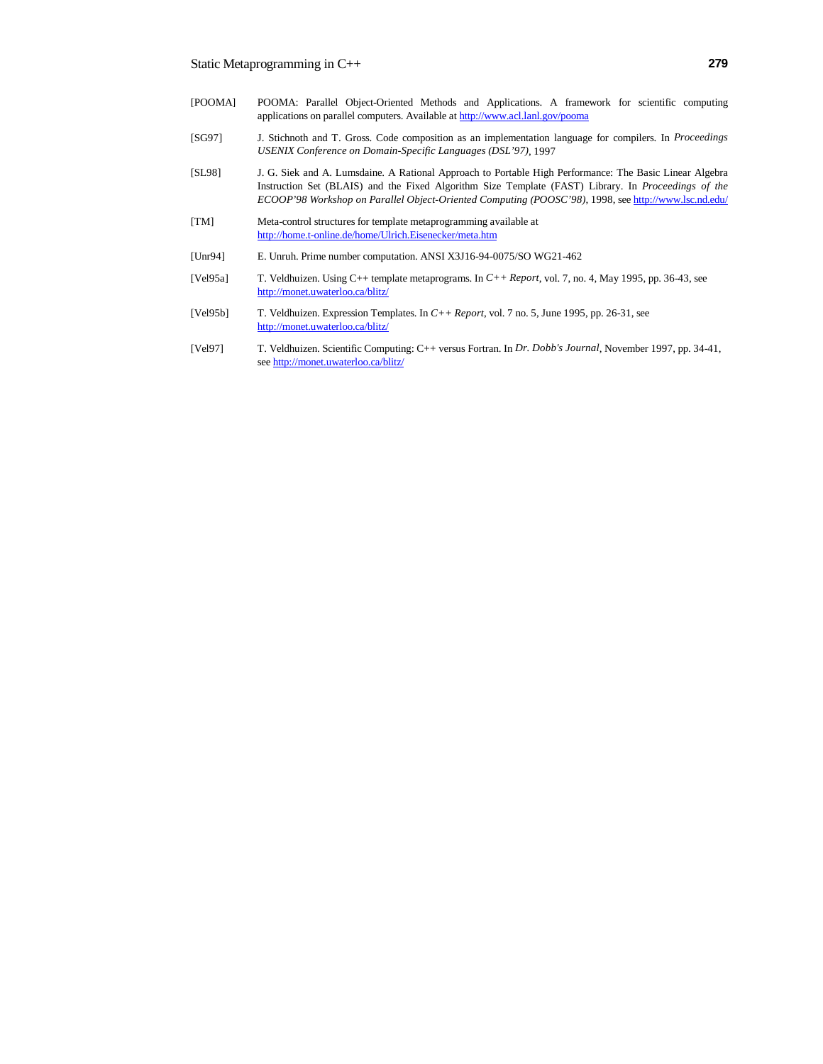[POOMA] POOMA: Parallel Object-Oriented Methods and Applications. A framework for scientific computing applications on parallel computers. Available at http://www.acl.lanl.gov/pooma

[SG97] J. Stichnoth and T. Gross. Code composition as an implementation language for compilers. In *Proceedings USENIX Conference on Domain-Specific Languages (DSL'97)*, 1997

[SL98] J. G. Siek and A. Lumsdaine. A Rational Approach to Portable High Performance: The Basic Linear Algebra Instruction Set (BLAIS) and the Fixed Algorithm Size Template (FAST) Library. In *Proceedings of the ECOOP'98 Workshop on Parallel Object-Oriented Computing (POOSC'98)*, 1998, see http://www.lsc.nd.edu/

[TM] Meta-control structures for template metaprogramming available at http://home.t-online.de/home/Ulrich.Eisenecker/meta.htm

[Unr94] E. Unruh. Prime number computation. ANSI X3J16-94-0075/SO WG21-462

[Vel95a] T. Veldhuizen. Using C++ template metaprograms. In *C++ Report*, vol. 7, no. 4, May 1995, pp. 36-43, see http://monet.uwaterloo.ca/blitz/

[Vel95b] T. Veldhuizen. Expression Templates. In *C++ Report*, vol. 7 no. 5, June 1995, pp. 26-31, see http://monet.uwaterloo.ca/blitz/

[Vel97] T. Veldhuizen. Scientific Computing: C++ versus Fortran. In *Dr. Dobb's Journal*, November 1997, pp. 34-41, see http://monet.uwaterloo.ca/blitz/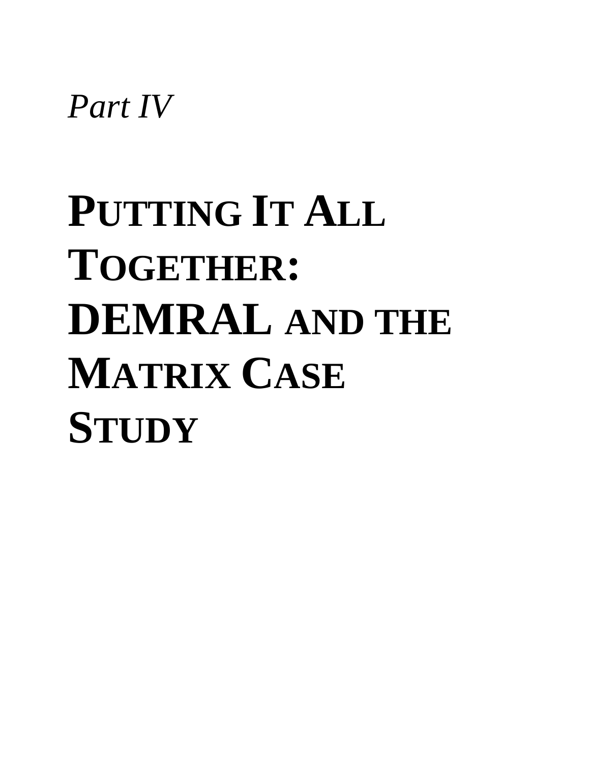*Part IV*

# PUTTING IT ALL TOGETHER: DEMRAL AND THE MATRIX CASE STUDY